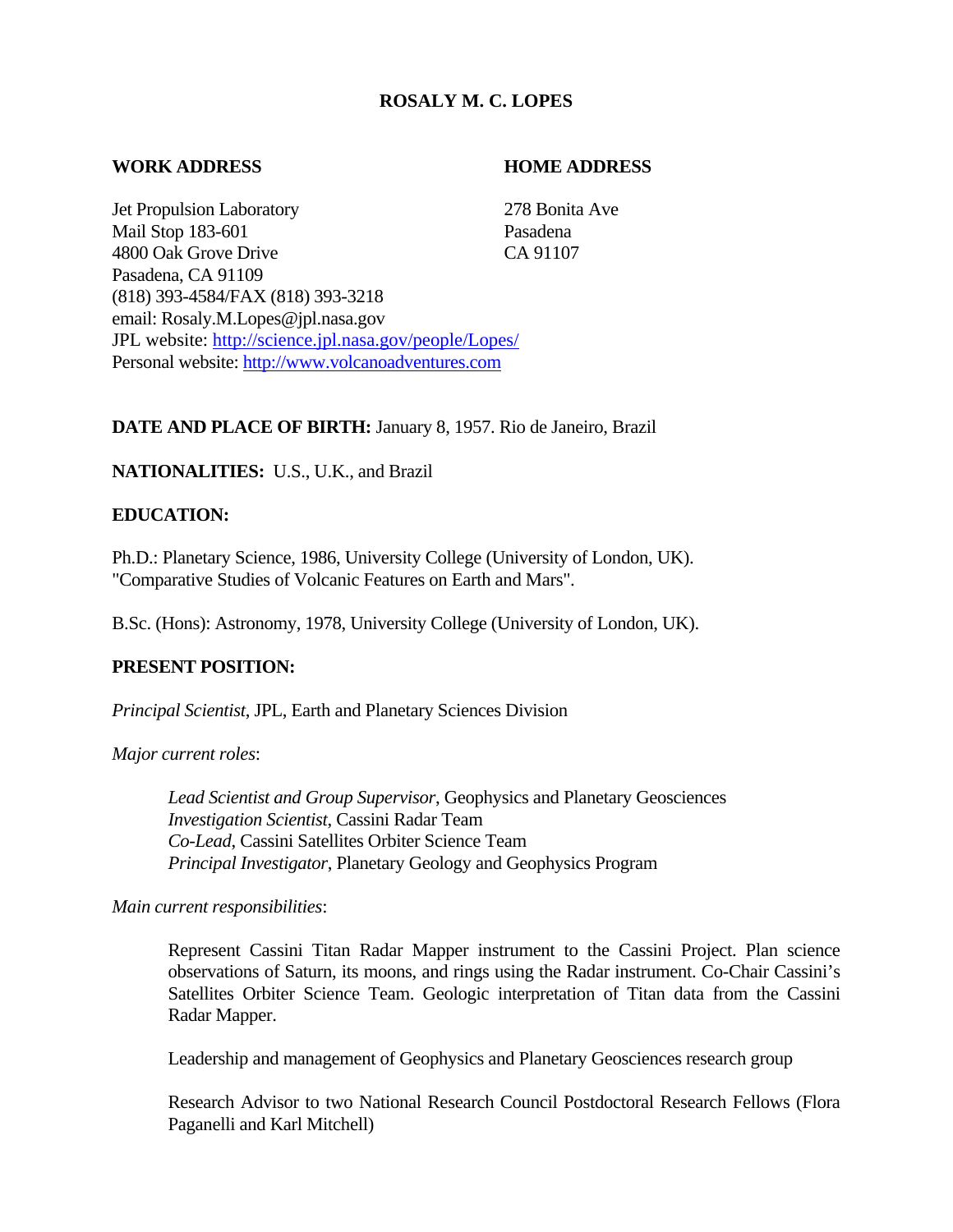# ROSALY M. C. LOPES

**WORK ADDRESS**

Jet Propulsion Laboratory
Mail Stop 183-601
4800 Oak Grove Drive
Pasadena, CA 91109
(818) 393-4584/FAX (818) 393-3218
email: Rosaly.M.Lopes@jpl.nasa.gov
JPL website: http://science.jpl.nasa.gov/people/Lopes/
Personal website: http://www.volcanoadventures.com

**HOME ADDRESS**

278 Bonita Ave
Pasadena
CA 91107

**DATE AND PLACE OF BIRTH:** January 8, 1957. Rio de Janeiro, Brazil

**NATIONALITIES:** U.S., U.K., and Brazil

**EDUCATION:**

Ph.D.: Planetary Science, 1986, University College (University of London, UK). "Comparative Studies of Volcanic Features on Earth and Mars".

B.Sc. (Hons): Astronomy, 1978, University College (University of London, UK).

**PRESENT POSITION:**

*Principal Scientist*, JPL, Earth and Planetary Sciences Division

*Major current roles*:

> *Lead Scientist and Group Supervisor*, Geophysics and Planetary Geosciences
> *Investigation Scientist*, Cassini Radar Team
> *Co-Lead*, Cassini Satellites Orbiter Science Team
> *Principal Investigator*, Planetary Geology and Geophysics Program

*Main current responsibilities*:

> Represent Cassini Titan Radar Mapper instrument to the Cassini Project. Plan science observations of Saturn, its moons, and rings using the Radar instrument. Co-Chair Cassini's Satellites Orbiter Science Team. Geologic interpretation of Titan data from the Cassini Radar Mapper.
>
> Leadership and management of Geophysics and Planetary Geosciences research group
>
> Research Advisor to two National Research Council Postdoctoral Research Fellows (Flora Paganelli and Karl Mitchell)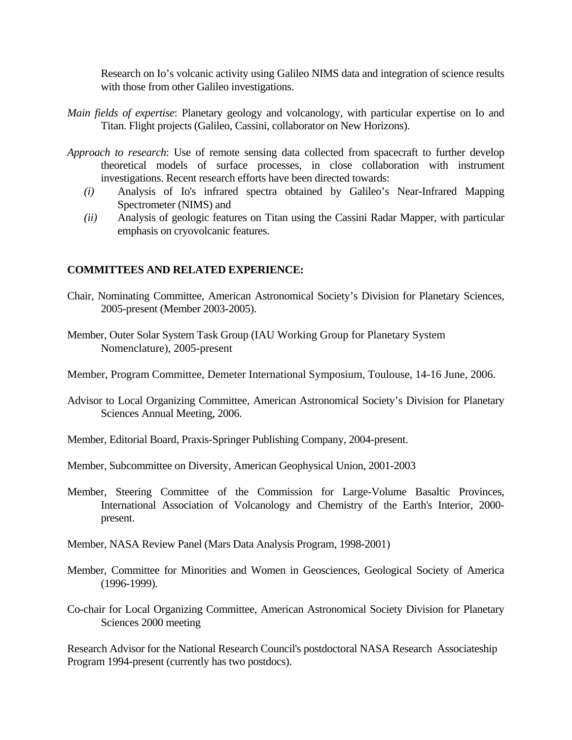Research on Io's volcanic activity using Galileo NIMS data and integration of science results with those from other Galileo investigations.

*Main fields of expertise*: Planetary geology and volcanology, with particular expertise on Io and Titan. Flight projects (Galileo, Cassini, collaborator on New Horizons).

*Approach to research*: Use of remote sensing data collected from spacecraft to further develop theoretical models of surface processes, in close collaboration with instrument investigations. Recent research efforts have been directed towards:

*(i)* Analysis of Io's infrared spectra obtained by Galileo's Near-Infrared Mapping Spectrometer (NIMS) and

*(ii)* Analysis of geologic features on Titan using the Cassini Radar Mapper, with particular emphasis on cryovolcanic features.

**COMMITTEES AND RELATED EXPERIENCE:**

Chair, Nominating Committee, American Astronomical Society's Division for Planetary Sciences, 2005-present (Member 2003-2005).

Member, Outer Solar System Task Group (IAU Working Group for Planetary System Nomenclature), 2005-present

Member, Program Committee, Demeter International Symposium, Toulouse, 14-16 June, 2006.

Advisor to Local Organizing Committee, American Astronomical Society's Division for Planetary Sciences Annual Meeting, 2006.

Member, Editorial Board, Praxis-Springer Publishing Company, 2004-present.

Member, Subcommittee on Diversity, American Geophysical Union, 2001-2003

Member, Steering Committee of the Commission for Large-Volume Basaltic Provinces, International Association of Volcanology and Chemistry of the Earth's Interior, 2000-present.

Member, NASA Review Panel (Mars Data Analysis Program, 1998-2001)

Member, Committee for Minorities and Women in Geosciences, Geological Society of America (1996-1999).

Co-chair for Local Organizing Committee, American Astronomical Society Division for Planetary Sciences 2000 meeting

Research Advisor for the National Research Council's postdoctoral NASA Research Associateship Program 1994-present (currently has two postdocs).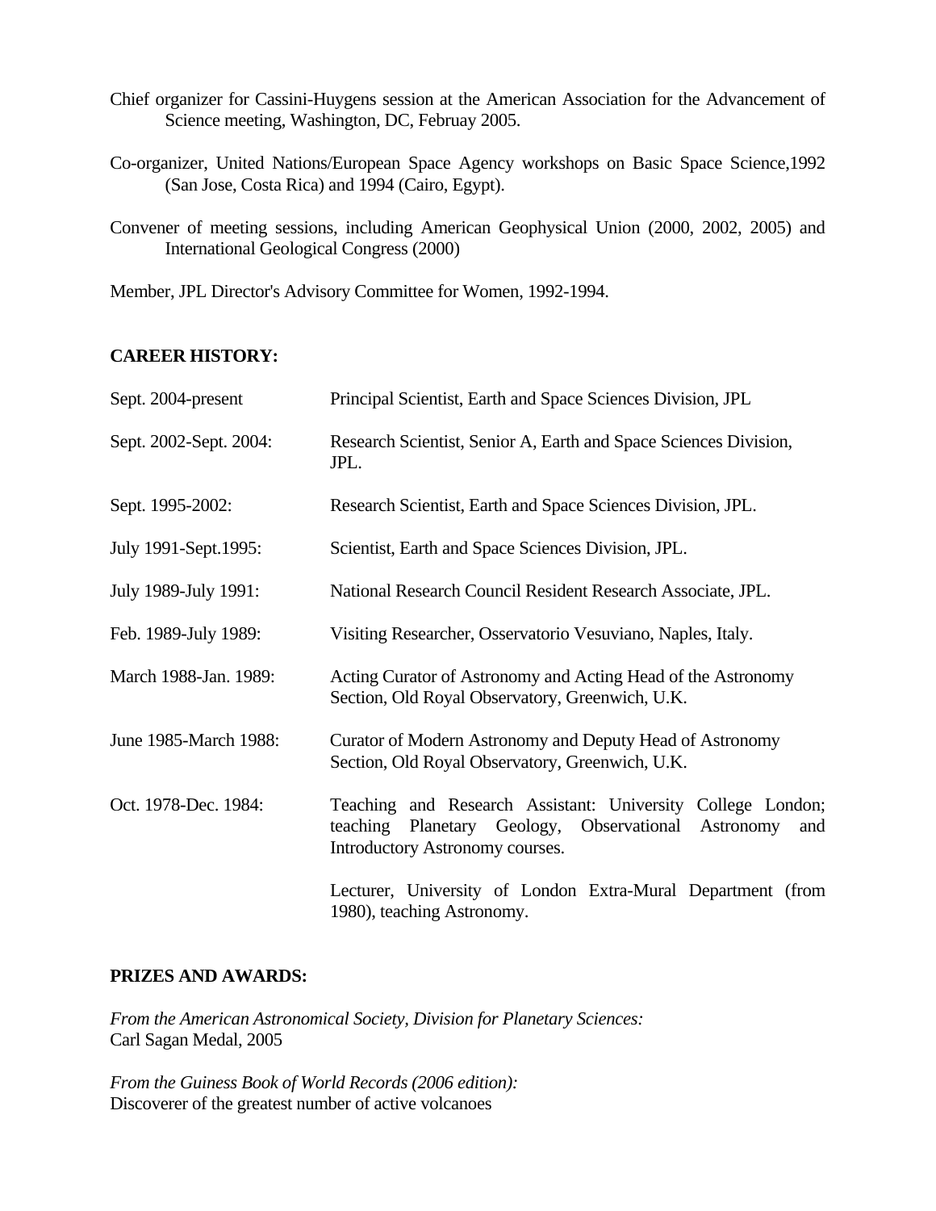Chief organizer for Cassini-Huygens session at the American Association for the Advancement of Science meeting, Washington, DC, Februay 2005.

Co-organizer, United Nations/European Space Agency workshops on Basic Space Science,1992 (San Jose, Costa Rica) and 1994 (Cairo, Egypt).

Convener of meeting sessions, including American Geophysical Union (2000, 2002, 2005) and International Geological Congress (2000)

Member, JPL Director's Advisory Committee for Women, 1992-1994.

**CAREER HISTORY:**

| | |
|---|---|
| Sept. 2004-present | Principal Scientist, Earth and Space Sciences Division, JPL |
| Sept. 2002-Sept. 2004: | Research Scientist, Senior A, Earth and Space Sciences Division, JPL. |
| Sept. 1995-2002: | Research Scientist, Earth and Space Sciences Division, JPL. |
| July 1991-Sept.1995: | Scientist, Earth and Space Sciences Division, JPL. |
| July 1989-July 1991: | National Research Council Resident Research Associate, JPL. |
| Feb. 1989-July 1989: | Visiting Researcher, Osservatorio Vesuviano, Naples, Italy. |
| March 1988-Jan. 1989: | Acting Curator of Astronomy and Acting Head of the Astronomy Section, Old Royal Observatory, Greenwich, U.K. |
| June 1985-March 1988: | Curator of Modern Astronomy and Deputy Head of Astronomy Section, Old Royal Observatory, Greenwich, U.K. |
| Oct. 1978-Dec. 1984: | Teaching and Research Assistant: University College London; teaching Planetary Geology, Observational Astronomy and Introductory Astronomy courses. |
| | Lecturer, University of London Extra-Mural Department (from 1980), teaching Astronomy. |

**PRIZES AND AWARDS:**

*From the American Astronomical Society, Division for Planetary Sciences:*
Carl Sagan Medal, 2005

*From the Guiness Book of World Records (2006 edition):*
Discoverer of the greatest number of active volcanoes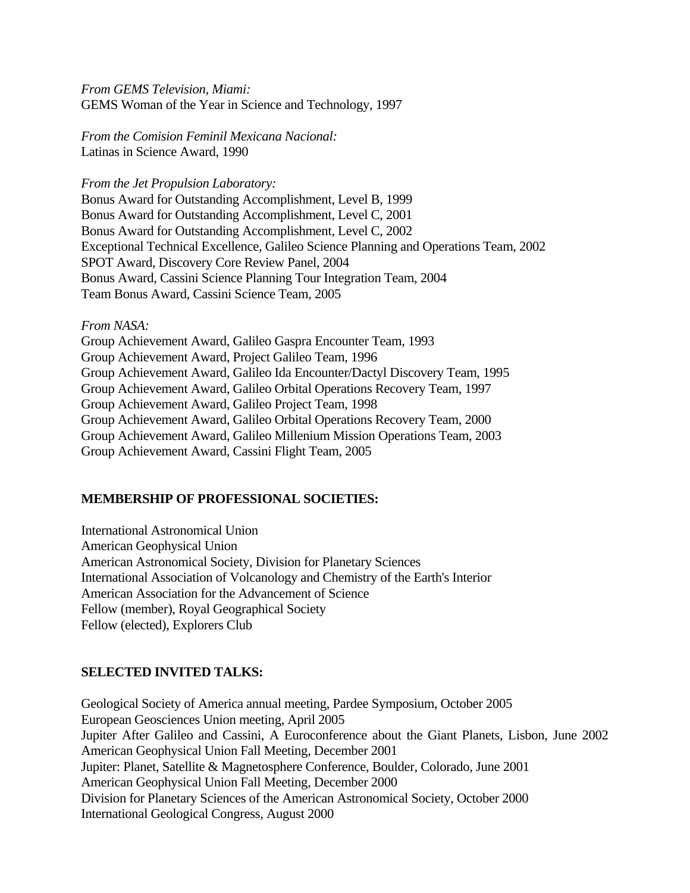*From GEMS Television, Miami:*
GEMS Woman of the Year in Science and Technology, 1997

*From the Comision Feminil Mexicana Nacional:*
Latinas in Science Award, 1990

*From the Jet Propulsion Laboratory:*
Bonus Award for Outstanding Accomplishment, Level B, 1999
Bonus Award for Outstanding Accomplishment, Level C, 2001
Bonus Award for Outstanding Accomplishment, Level C, 2002
Exceptional Technical Excellence, Galileo Science Planning and Operations Team, 2002
SPOT Award, Discovery Core Review Panel, 2004
Bonus Award, Cassini Science Planning Tour Integration Team, 2004
Team Bonus Award, Cassini Science Team, 2005

*From NASA:*
Group Achievement Award, Galileo Gaspra Encounter Team, 1993
Group Achievement Award, Project Galileo Team, 1996
Group Achievement Award, Galileo Ida Encounter/Dactyl Discovery Team, 1995
Group Achievement Award, Galileo Orbital Operations Recovery Team, 1997
Group Achievement Award, Galileo Project Team, 1998
Group Achievement Award, Galileo Orbital Operations Recovery Team, 2000
Group Achievement Award, Galileo Millenium Mission Operations Team, 2003
Group Achievement Award, Cassini Flight Team, 2005

**MEMBERSHIP OF PROFESSIONAL SOCIETIES:**

International Astronomical Union
American Geophysical Union
American Astronomical Society, Division for Planetary Sciences
International Association of Volcanology and Chemistry of the Earth's Interior
American Association for the Advancement of Science
Fellow (member), Royal Geographical Society
Fellow (elected), Explorers Club

**SELECTED INVITED TALKS:**

Geological Society of America annual meeting, Pardee Symposium, October 2005
European Geosciences Union meeting, April 2005
Jupiter After Galileo and Cassini, A Euroconference about the Giant Planets, Lisbon, June 2002
American Geophysical Union Fall Meeting, December 2001
Jupiter: Planet, Satellite & Magnetosphere Conference, Boulder, Colorado, June 2001
American Geophysical Union Fall Meeting, December 2000
Division for Planetary Sciences of the American Astronomical Society, October 2000
International Geological Congress, August 2000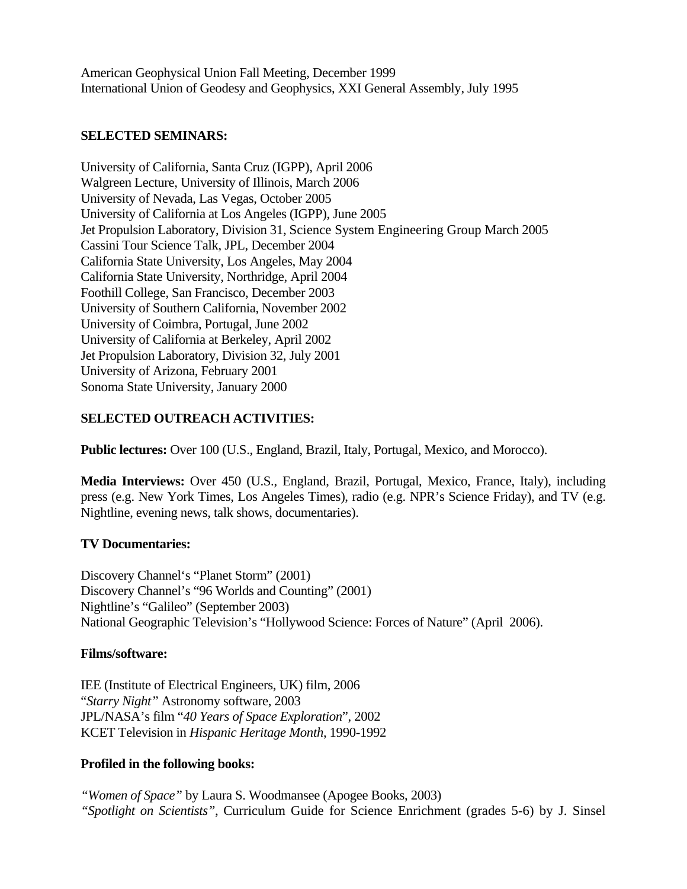American Geophysical Union Fall Meeting, December 1999
International Union of Geodesy and Geophysics, XXI General Assembly, July 1995

**SELECTED SEMINARS:**

University of California, Santa Cruz (IGPP), April 2006
Walgreen Lecture, University of Illinois, March 2006
University of Nevada, Las Vegas, October 2005
University of California at Los Angeles (IGPP), June 2005
Jet Propulsion Laboratory, Division 31, Science System Engineering Group March 2005
Cassini Tour Science Talk, JPL, December 2004
California State University, Los Angeles, May 2004
California State University, Northridge, April 2004
Foothill College, San Francisco, December 2003
University of Southern California, November 2002
University of Coimbra, Portugal, June 2002
University of California at Berkeley, April 2002
Jet Propulsion Laboratory, Division 32, July 2001
University of Arizona, February 2001
Sonoma State University, January 2000

**SELECTED OUTREACH ACTIVITIES:**

**Public lectures:** Over 100 (U.S., England, Brazil, Italy, Portugal, Mexico, and Morocco).

**Media Interviews:** Over 450 (U.S., England, Brazil, Portugal, Mexico, France, Italy), including press (e.g. New York Times, Los Angeles Times), radio (e.g. NPR's Science Friday), and TV (e.g. Nightline, evening news, talk shows, documentaries).

**TV Documentaries:**

Discovery Channel's "Planet Storm" (2001)
Discovery Channel's "96 Worlds and Counting" (2001)
Nightline's "Galileo" (September 2003)
National Geographic Television's "Hollywood Science: Forces of Nature" (April 2006).

**Films/software:**

IEE (Institute of Electrical Engineers, UK) film, 2006
"*Starry Night"* Astronomy software, 2003
JPL/NASA's film "*40 Years of Space Exploration*", 2002
KCET Television in *Hispanic Heritage Month*, 1990-1992

**Profiled in the following books:**

*"Women of Space"* by Laura S. Woodmansee (Apogee Books, 2003)
*"Spotlight on Scientists"*, Curriculum Guide for Science Enrichment (grades 5-6) by J. Sinsel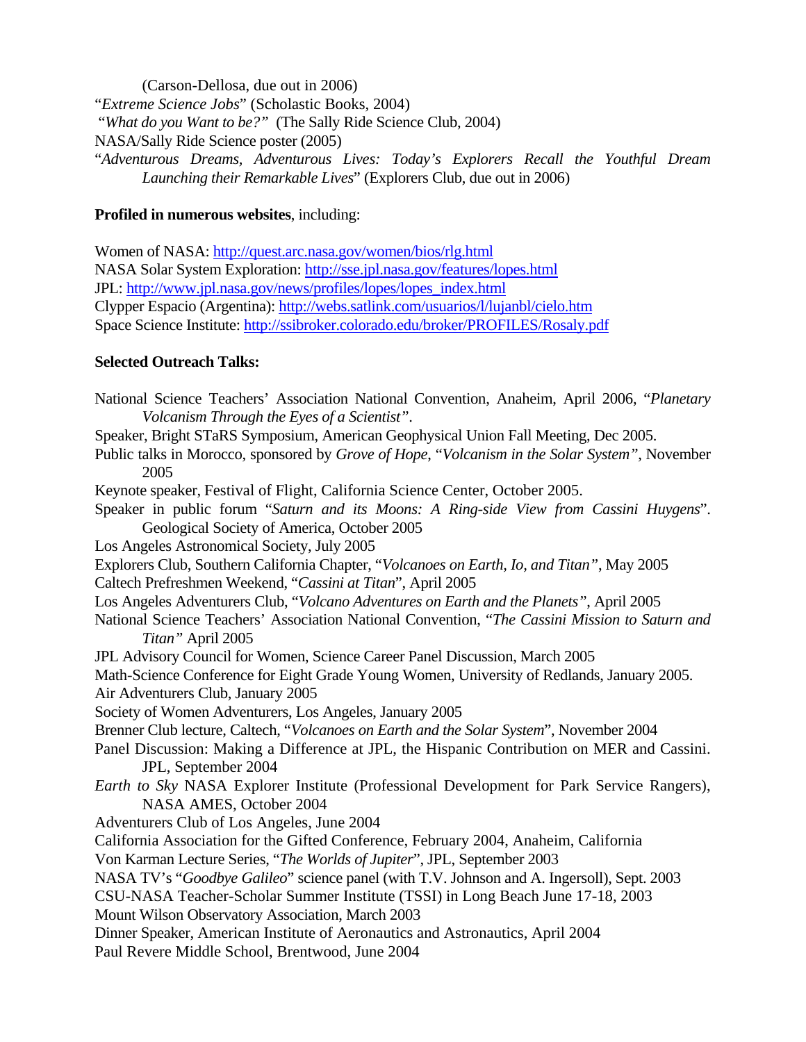(Carson-Dellosa, due out in 2006)

"*Extreme Science Jobs*" (Scholastic Books, 2004)

"*What do you Want to be?*" (The Sally Ride Science Club, 2004)

NASA/Sally Ride Science poster (2005)

"*Adventurous Dreams, Adventurous Lives: Today's Explorers Recall the Youthful Dream Launching their Remarkable Lives*" (Explorers Club, due out in 2006)

**Profiled in numerous websites**, including:

Women of NASA: http://quest.arc.nasa.gov/women/bios/rlg.html

NASA Solar System Exploration: http://sse.jpl.nasa.gov/features/lopes.html

JPL: http://www.jpl.nasa.gov/news/profiles/lopes/lopes_index.html

Clypper Espacio (Argentina): http://webs.satlink.com/usuarios/l/lujanbl/cielo.htm

Space Science Institute: http://ssibroker.colorado.edu/broker/PROFILES/Rosaly.pdf

**Selected Outreach Talks:**

National Science Teachers' Association National Convention, Anaheim, April 2006, "*Planetary Volcanism Through the Eyes of a Scientist*".

Speaker, Bright STaRS Symposium, American Geophysical Union Fall Meeting, Dec 2005.

Public talks in Morocco, sponsored by *Grove of Hope*, "*Volcanism in the Solar System*", November 2005

Keynote speaker, Festival of Flight, California Science Center, October 2005.

Speaker in public forum "*Saturn and its Moons: A Ring-side View from Cassini Huygens*". Geological Society of America, October 2005

Los Angeles Astronomical Society, July 2005

Explorers Club, Southern California Chapter, "*Volcanoes on Earth, Io, and Titan*", May 2005

Caltech Prefreshmen Weekend, "*Cassini at Titan*", April 2005

Los Angeles Adventurers Club, "*Volcano Adventures on Earth and the Planets*", April 2005

National Science Teachers' Association National Convention, "*The Cassini Mission to Saturn and Titan*" April 2005

JPL Advisory Council for Women, Science Career Panel Discussion, March 2005

Math-Science Conference for Eight Grade Young Women, University of Redlands, January 2005.

Air Adventurers Club, January 2005

Society of Women Adventurers, Los Angeles, January 2005

Brenner Club lecture, Caltech, "*Volcanoes on Earth and the Solar System*", November 2004

Panel Discussion: Making a Difference at JPL, the Hispanic Contribution on MER and Cassini. JPL, September 2004

*Earth to Sky* NASA Explorer Institute (Professional Development for Park Service Rangers), NASA AMES, October 2004

Adventurers Club of Los Angeles, June 2004

California Association for the Gifted Conference, February 2004, Anaheim, California

Von Karman Lecture Series, "*The Worlds of Jupiter*", JPL, September 2003

NASA TV's "*Goodbye Galileo*" science panel (with T.V. Johnson and A. Ingersoll), Sept. 2003

CSU-NASA Teacher-Scholar Summer Institute (TSSI) in Long Beach June 17-18, 2003

Mount Wilson Observatory Association, March 2003

Dinner Speaker, American Institute of Aeronautics and Astronautics, April 2004

Paul Revere Middle School, Brentwood, June 2004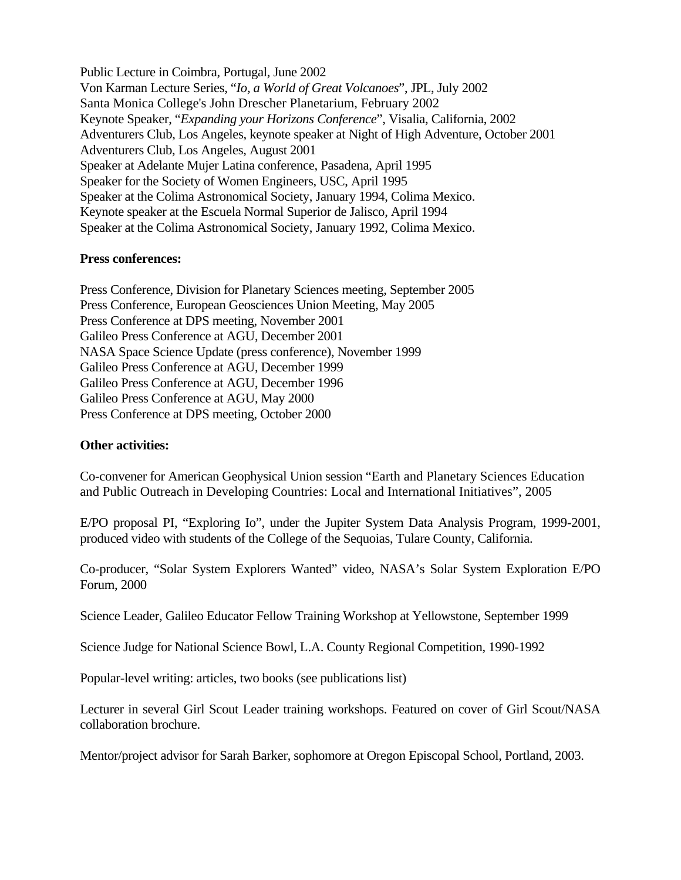Public Lecture in Coimbra, Portugal, June 2002
Von Karman Lecture Series, "*Io, a World of Great Volcanoes*", JPL, July 2002
Santa Monica College's John Drescher Planetarium, February 2002
Keynote Speaker, "*Expanding your Horizons Conference*", Visalia, California, 2002
Adventurers Club, Los Angeles, keynote speaker at Night of High Adventure, October 2001
Adventurers Club, Los Angeles, August 2001
Speaker at Adelante Mujer Latina conference, Pasadena, April 1995
Speaker for the Society of Women Engineers, USC, April 1995
Speaker at the Colima Astronomical Society, January 1994, Colima Mexico.
Keynote speaker at the Escuela Normal Superior de Jalisco, April 1994
Speaker at the Colima Astronomical Society, January 1992, Colima Mexico.

**Press conferences:**

Press Conference, Division for Planetary Sciences meeting, September 2005
Press Conference, European Geosciences Union Meeting, May 2005
Press Conference at DPS meeting, November 2001
Galileo Press Conference at AGU, December 2001
NASA Space Science Update (press conference), November 1999
Galileo Press Conference at AGU, December 1999
Galileo Press Conference at AGU, December 1996
Galileo Press Conference at AGU, May 2000
Press Conference at DPS meeting, October 2000

**Other activities:**

Co-convener for American Geophysical Union session "Earth and Planetary Sciences Education and Public Outreach in Developing Countries: Local and International Initiatives", 2005

E/PO proposal PI, "Exploring Io", under the Jupiter System Data Analysis Program, 1999-2001, produced video with students of the College of the Sequoias, Tulare County, California.

Co-producer, "Solar System Explorers Wanted" video, NASA's Solar System Exploration E/PO Forum, 2000

Science Leader, Galileo Educator Fellow Training Workshop at Yellowstone, September 1999

Science Judge for National Science Bowl, L.A. County Regional Competition, 1990-1992

Popular-level writing: articles, two books (see publications list)

Lecturer in several Girl Scout Leader training workshops. Featured on cover of Girl Scout/NASA collaboration brochure.

Mentor/project advisor for Sarah Barker, sophomore at Oregon Episcopal School, Portland, 2003.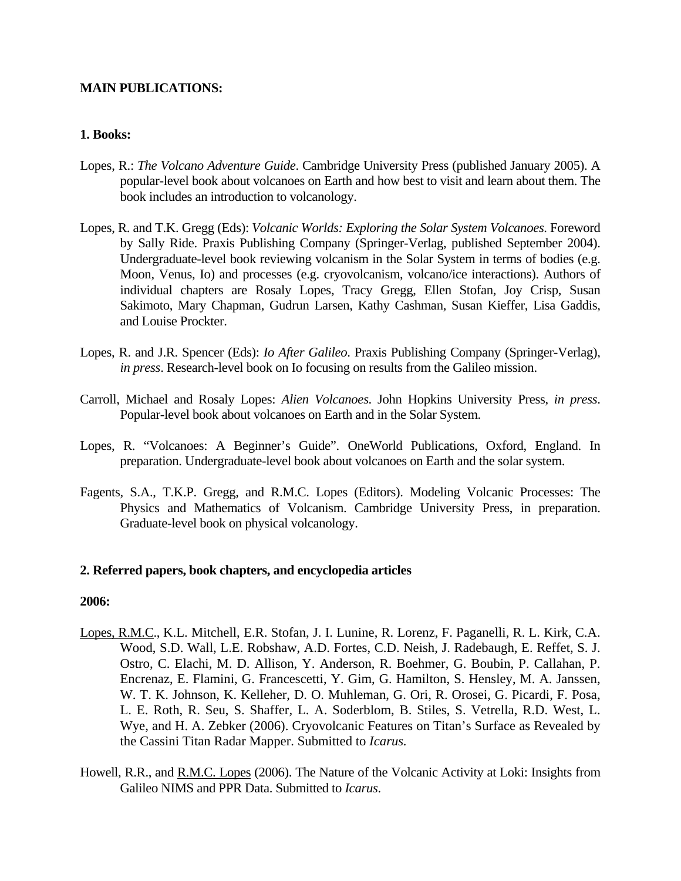**MAIN PUBLICATIONS:**

**1. Books:**

Lopes, R.: *The Volcano Adventure Guide*. Cambridge University Press (published January 2005). A popular-level book about volcanoes on Earth and how best to visit and learn about them. The book includes an introduction to volcanology.

Lopes, R. and T.K. Gregg (Eds): *Volcanic Worlds: Exploring the Solar System Volcanoes.* Foreword by Sally Ride. Praxis Publishing Company (Springer-Verlag, published September 2004). Undergraduate-level book reviewing volcanism in the Solar System in terms of bodies (e.g. Moon, Venus, Io) and processes (e.g. cryovolcanism, volcano/ice interactions). Authors of individual chapters are Rosaly Lopes, Tracy Gregg, Ellen Stofan, Joy Crisp, Susan Sakimoto, Mary Chapman, Gudrun Larsen, Kathy Cashman, Susan Kieffer, Lisa Gaddis, and Louise Prockter.

Lopes, R. and J.R. Spencer (Eds): *Io After Galileo*. Praxis Publishing Company (Springer-Verlag), *in press*. Research-level book on Io focusing on results from the Galileo mission.

Carroll, Michael and Rosaly Lopes: *Alien Volcanoes.* John Hopkins University Press, *in press*. Popular-level book about volcanoes on Earth and in the Solar System.

Lopes, R. "Volcanoes: A Beginner's Guide". OneWorld Publications, Oxford, England. In preparation. Undergraduate-level book about volcanoes on Earth and the solar system.

Fagents, S.A., T.K.P. Gregg, and R.M.C. Lopes (Editors). Modeling Volcanic Processes: The Physics and Mathematics of Volcanism. Cambridge University Press, in preparation. Graduate-level book on physical volcanology.

**2. Referred papers, book chapters, and encyclopedia articles**

**2006:**

Lopes, R.M.C., K.L. Mitchell, E.R. Stofan, J. I. Lunine, R. Lorenz, F. Paganelli, R. L. Kirk, C.A. Wood, S.D. Wall, L.E. Robshaw, A.D. Fortes, C.D. Neish, J. Radebaugh, E. Reffet, S. J. Ostro, C. Elachi, M. D. Allison, Y. Anderson, R. Boehmer, G. Boubin, P. Callahan, P. Encrenaz, E. Flamini, G. Francescetti, Y. Gim, G. Hamilton, S. Hensley, M. A. Janssen, W. T. K. Johnson, K. Kelleher, D. O. Muhleman, G. Ori, R. Orosei, G. Picardi, F. Posa, L. E. Roth, R. Seu, S. Shaffer, L. A. Soderblom, B. Stiles, S. Vetrella, R.D. West, L. Wye, and H. A. Zebker (2006). Cryovolcanic Features on Titan's Surface as Revealed by the Cassini Titan Radar Mapper. Submitted to *Icarus.*

Howell, R.R., and R.M.C. Lopes (2006). The Nature of the Volcanic Activity at Loki: Insights from Galileo NIMS and PPR Data. Submitted to *Icarus*.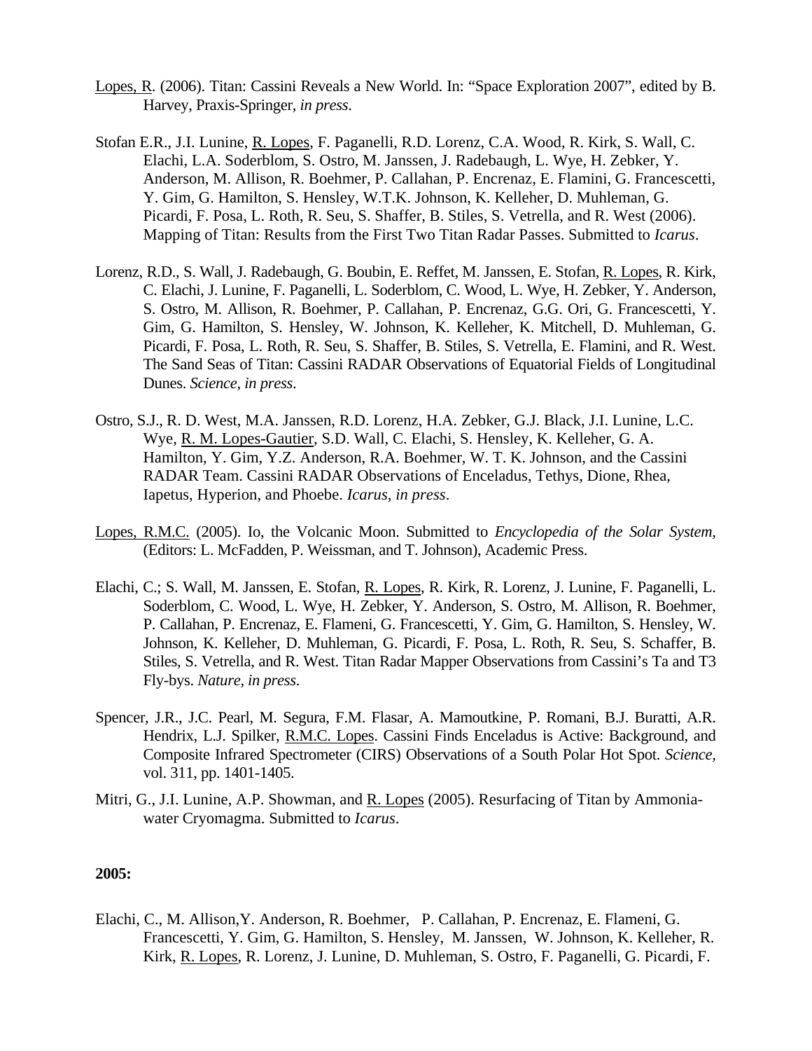Lopes, R. (2006). Titan: Cassini Reveals a New World. In: "Space Exploration 2007", edited by B. Harvey, Praxis-Springer, *in press*.

Stofan E.R., J.I. Lunine, R. Lopes, F. Paganelli, R.D. Lorenz, C.A. Wood, R. Kirk, S. Wall, C. Elachi, L.A. Soderblom, S. Ostro, M. Janssen, J. Radebaugh, L. Wye, H. Zebker, Y. Anderson, M. Allison, R. Boehmer, P. Callahan, P. Encrenaz, E. Flamini, G. Francescetti, Y. Gim, G. Hamilton, S. Hensley, W.T.K. Johnson, K. Kelleher, D. Muhleman, G. Picardi, F. Posa, L. Roth, R. Seu, S. Shaffer, B. Stiles, S. Vetrella, and R. West (2006). Mapping of Titan: Results from the First Two Titan Radar Passes. Submitted to *Icarus*.

Lorenz, R.D., S. Wall, J. Radebaugh, G. Boubin, E. Reffet, M. Janssen, E. Stofan, R. Lopes, R. Kirk, C. Elachi, J. Lunine, F. Paganelli, L. Soderblom, C. Wood, L. Wye, H. Zebker, Y. Anderson, S. Ostro, M. Allison, R. Boehmer, P. Callahan, P. Encrenaz, G.G. Ori, G. Francescetti, Y. Gim, G. Hamilton, S. Hensley, W. Johnson, K. Kelleher, K. Mitchell, D. Muhleman, G. Picardi, F. Posa, L. Roth, R. Seu, S. Shaffer, B. Stiles, S. Vetrella, E. Flamini, and R. West. The Sand Seas of Titan: Cassini RADAR Observations of Equatorial Fields of Longitudinal Dunes. *Science, in press*.

Ostro, S.J., R. D. West, M.A. Janssen, R.D. Lorenz, H.A. Zebker, G.J. Black, J.I. Lunine, L.C. Wye, R. M. Lopes-Gautier, S.D. Wall, C. Elachi, S. Hensley, K. Kelleher, G. A. Hamilton, Y. Gim, Y.Z. Anderson, R.A. Boehmer, W. T. K. Johnson, and the Cassini RADAR Team. Cassini RADAR Observations of Enceladus, Tethys, Dione, Rhea, Iapetus, Hyperion, and Phoebe. *Icarus, in press*.

Lopes, R.M.C. (2005). Io, the Volcanic Moon. Submitted to *Encyclopedia of the Solar System,* (Editors: L. McFadden, P. Weissman, and T. Johnson), Academic Press.

Elachi, C.; S. Wall, M. Janssen, E. Stofan, R. Lopes, R. Kirk, R. Lorenz, J. Lunine, F. Paganelli, L. Soderblom, C. Wood, L. Wye, H. Zebker, Y. Anderson, S. Ostro, M. Allison, R. Boehmer, P. Callahan, P. Encrenaz, E. Flameni, G. Francescetti, Y. Gim, G. Hamilton, S. Hensley, W. Johnson, K. Kelleher, D. Muhleman, G. Picardi, F. Posa, L. Roth, R. Seu, S. Schaffer, B. Stiles, S. Vetrella, and R. West. Titan Radar Mapper Observations from Cassini's Ta and T3 Fly-bys. *Nature, in press*.

Spencer, J.R., J.C. Pearl, M. Segura, F.M. Flasar, A. Mamoutkine, P. Romani, B.J. Buratti, A.R. Hendrix, L.J. Spilker, R.M.C. Lopes. Cassini Finds Enceladus is Active: Background, and Composite Infrared Spectrometer (CIRS) Observations of a South Polar Hot Spot. *Science,* vol. 311, pp. 1401-1405.

Mitri, G., J.I. Lunine, A.P. Showman, and R. Lopes (2005). Resurfacing of Titan by Ammonia-water Cryomagma. Submitted to *Icarus*.

**2005:**

Elachi, C., M. Allison, Y. Anderson, R. Boehmer, P. Callahan, P. Encrenaz, E. Flameni, G. Francescetti, Y. Gim, G. Hamilton, S. Hensley, M. Janssen, W. Johnson, K. Kelleher, R. Kirk, R. Lopes, R. Lorenz, J. Lunine, D. Muhleman, S. Ostro, F. Paganelli, G. Picardi, F.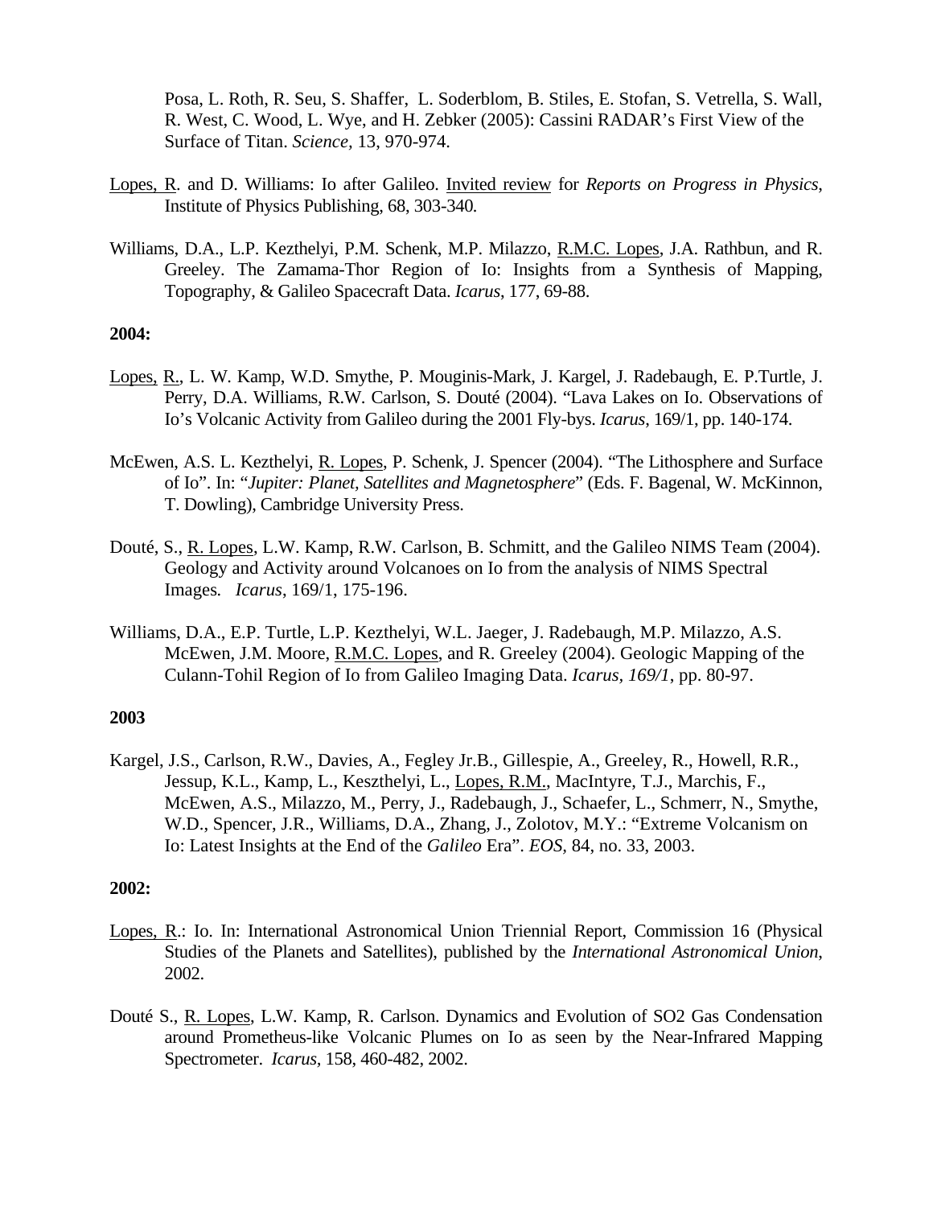Posa, L. Roth, R. Seu, S. Shaffer, L. Soderblom, B. Stiles, E. Stofan, S. Vetrella, S. Wall, R. West, C. Wood, L. Wye, and H. Zebker (2005): Cassini RADAR's First View of the Surface of Titan. *Science,* 13, 970-974.

Lopes, R. and D. Williams: Io after Galileo. Invited review for *Reports on Progress in Physics*, Institute of Physics Publishing, 68, 303-340.

Williams, D.A., L.P. Kezthelyi, P.M. Schenk, M.P. Milazzo, R.M.C. Lopes, J.A. Rathbun, and R. Greeley. The Zamama-Thor Region of Io: Insights from a Synthesis of Mapping, Topography, & Galileo Spacecraft Data. *Icarus*, 177, 69-88.

**2004:**

Lopes, R., L. W. Kamp, W.D. Smythe, P. Mouginis-Mark, J. Kargel, J. Radebaugh, E. P.Turtle, J. Perry, D.A. Williams, R.W. Carlson, S. Douté (2004). "Lava Lakes on Io. Observations of Io's Volcanic Activity from Galileo during the 2001 Fly-bys. *Icarus*, 169/1, pp. 140-174.

McEwen, A.S. L. Kezthelyi, R. Lopes, P. Schenk, J. Spencer (2004). "The Lithosphere and Surface of Io". In: "*Jupiter: Planet, Satellites and Magnetosphere*" (Eds. F. Bagenal, W. McKinnon, T. Dowling), Cambridge University Press.

Douté, S., R. Lopes, L.W. Kamp, R.W. Carlson, B. Schmitt, and the Galileo NIMS Team (2004). Geology and Activity around Volcanoes on Io from the analysis of NIMS Spectral Images. *Icarus*, 169/1, 175-196.

Williams, D.A., E.P. Turtle, L.P. Kezthelyi, W.L. Jaeger, J. Radebaugh, M.P. Milazzo, A.S. McEwen, J.M. Moore, R.M.C. Lopes, and R. Greeley (2004). Geologic Mapping of the Culann-Tohil Region of Io from Galileo Imaging Data. *Icarus, 169/1*, pp. 80-97.

**2003**

Kargel, J.S., Carlson, R.W., Davies, A., Fegley Jr.B., Gillespie, A., Greeley, R., Howell, R.R., Jessup, K.L., Kamp, L., Keszthelyi, L., Lopes, R.M., MacIntyre, T.J., Marchis, F., McEwen, A.S., Milazzo, M., Perry, J., Radebaugh, J., Schaefer, L., Schmerr, N., Smythe, W.D., Spencer, J.R., Williams, D.A., Zhang, J., Zolotov, M.Y.: "Extreme Volcanism on Io: Latest Insights at the End of the *Galileo* Era". *EOS,* 84, no. 33, 2003.

**2002:**

Lopes, R.: Io. In: International Astronomical Union Triennial Report, Commission 16 (Physical Studies of the Planets and Satellites), published by the *International Astronomical Union*, 2002.

Douté S., R. Lopes, L.W. Kamp, R. Carlson. Dynamics and Evolution of SO2 Gas Condensation around Prometheus-like Volcanic Plumes on Io as seen by the Near-Infrared Mapping Spectrometer. *Icarus,* 158, 460-482, 2002.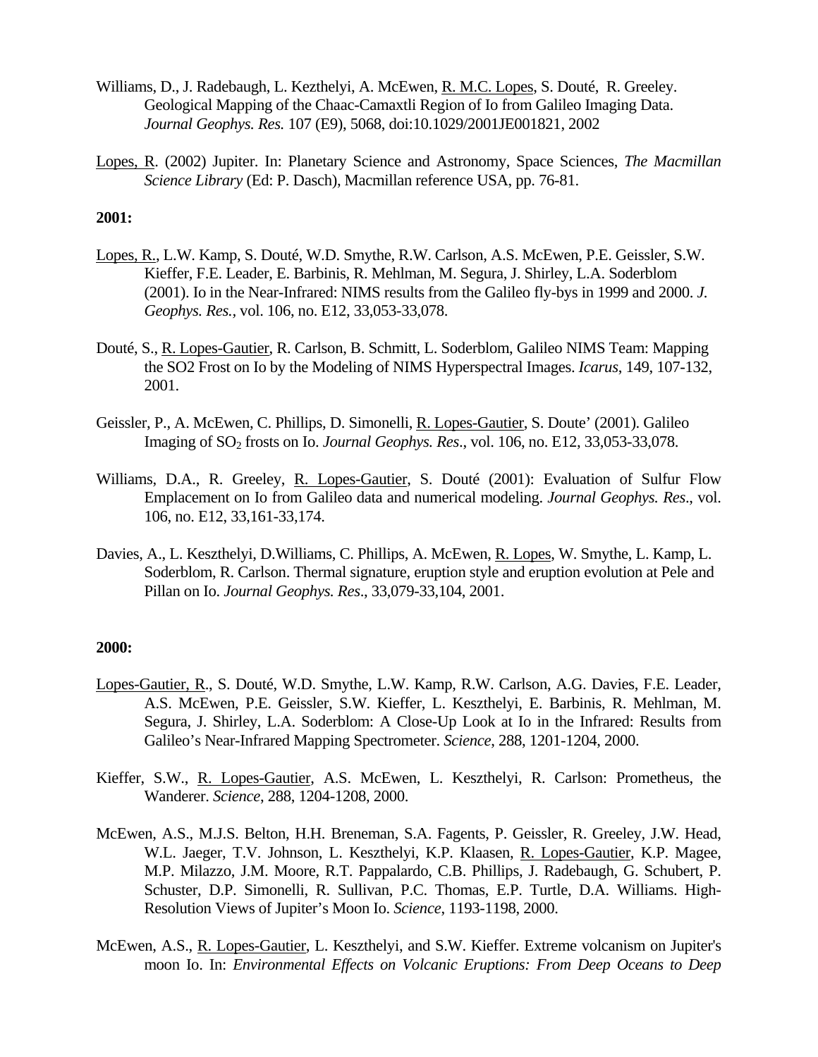Williams, D., J. Radebaugh, L. Kezthelyi, A. McEwen, R. M.C. Lopes, S. Douté, R. Greeley. Geological Mapping of the Chaac-Camaxtli Region of Io from Galileo Imaging Data. *Journal Geophys. Res.* 107 (E9), 5068, doi:10.1029/2001JE001821, 2002

Lopes, R. (2002) Jupiter. In: Planetary Science and Astronomy, Space Sciences, *The Macmillan Science Library* (Ed: P. Dasch), Macmillan reference USA, pp. 76-81.

**2001:**

Lopes, R., L.W. Kamp, S. Douté, W.D. Smythe, R.W. Carlson, A.S. McEwen, P.E. Geissler, S.W. Kieffer, F.E. Leader, E. Barbinis, R. Mehlman, M. Segura, J. Shirley, L.A. Soderblom (2001). Io in the Near-Infrared: NIMS results from the Galileo fly-bys in 1999 and 2000. *J. Geophys. Res.*, vol. 106, no. E12, 33,053-33,078.

Douté, S., R. Lopes-Gautier, R. Carlson, B. Schmitt, L. Soderblom, Galileo NIMS Team: Mapping the SO2 Frost on Io by the Modeling of NIMS Hyperspectral Images. *Icarus*, 149, 107-132, 2001.

Geissler, P., A. McEwen, C. Phillips, D. Simonelli, R. Lopes-Gautier, S. Doute' (2001). Galileo Imaging of $SO_2$ frosts on Io. *Journal Geophys. Res*., vol. 106, no. E12, 33,053-33,078.

Williams, D.A., R. Greeley, R. Lopes-Gautier, S. Douté (2001): Evaluation of Sulfur Flow Emplacement on Io from Galileo data and numerical modeling. *Journal Geophys. Res*., vol. 106, no. E12, 33,161-33,174.

Davies, A., L. Keszthelyi, D.Williams, C. Phillips, A. McEwen, R. Lopes, W. Smythe, L. Kamp, L. Soderblom, R. Carlson. Thermal signature, eruption style and eruption evolution at Pele and Pillan on Io. *Journal Geophys. Res*., 33,079-33,104, 2001.

**2000:**

Lopes-Gautier, R., S. Douté, W.D. Smythe, L.W. Kamp, R.W. Carlson, A.G. Davies, F.E. Leader, A.S. McEwen, P.E. Geissler, S.W. Kieffer, L. Keszthelyi, E. Barbinis, R. Mehlman, M. Segura, J. Shirley, L.A. Soderblom: A Close-Up Look at Io in the Infrared: Results from Galileo's Near-Infrared Mapping Spectrometer. *Science*, 288, 1201-1204, 2000.

Kieffer, S.W., R. Lopes-Gautier, A.S. McEwen, L. Keszthelyi, R. Carlson: Prometheus, the Wanderer. *Science*, 288, 1204-1208, 2000.

McEwen, A.S., M.J.S. Belton, H.H. Breneman, S.A. Fagents, P. Geissler, R. Greeley, J.W. Head, W.L. Jaeger, T.V. Johnson, L. Keszthelyi, K.P. Klaasen, R. Lopes-Gautier, K.P. Magee, M.P. Milazzo, J.M. Moore, R.T. Pappalardo, C.B. Phillips, J. Radebaugh, G. Schubert, P. Schuster, D.P. Simonelli, R. Sullivan, P.C. Thomas, E.P. Turtle, D.A. Williams. High-Resolution Views of Jupiter's Moon Io. *Science*, 1193-1198, 2000.

McEwen, A.S., R. Lopes-Gautier, L. Keszthelyi, and S.W. Kieffer. Extreme volcanism on Jupiter's moon Io. In: *Environmental Effects on Volcanic Eruptions: From Deep Oceans to Deep*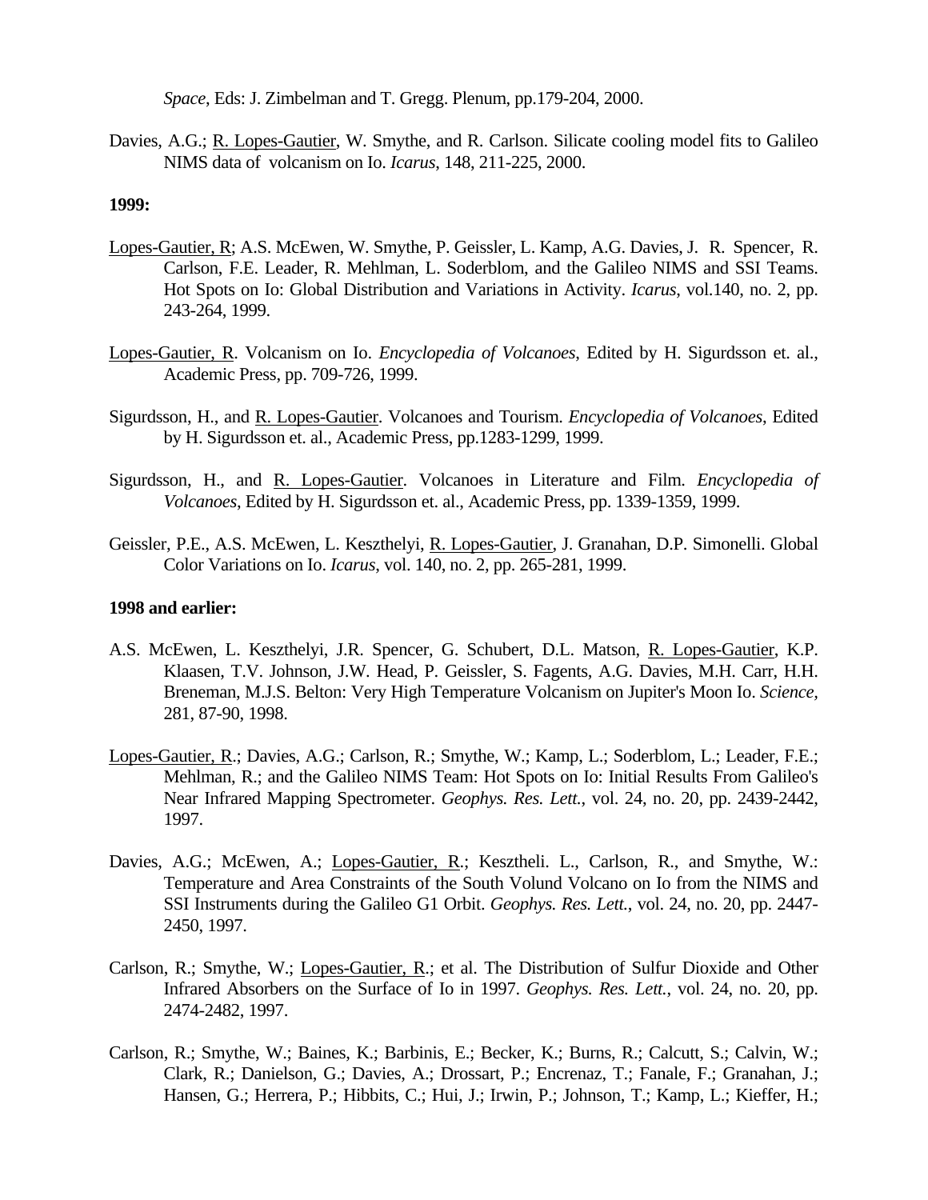*Space*, Eds: J. Zimbelman and T. Gregg. Plenum, pp.179-204, 2000.

Davies, A.G.; R. Lopes-Gautier, W. Smythe, and R. Carlson. Silicate cooling model fits to Galileo NIMS data of volcanism on Io. *Icarus*, 148, 211-225, 2000.

**1999:**

Lopes-Gautier, R; A.S. McEwen, W. Smythe, P. Geissler, L. Kamp, A.G. Davies, J. R. Spencer, R. Carlson, F.E. Leader, R. Mehlman, L. Soderblom, and the Galileo NIMS and SSI Teams. Hot Spots on Io: Global Distribution and Variations in Activity. *Icarus*, vol.140, no. 2, pp. 243-264, 1999.

Lopes-Gautier, R. Volcanism on Io. *Encyclopedia of Volcanoes,* Edited by H. Sigurdsson et. al., Academic Press, pp. 709-726, 1999.

Sigurdsson, H., and R. Lopes-Gautier. Volcanoes and Tourism. *Encyclopedia of Volcanoes*, Edited by H. Sigurdsson et. al., Academic Press, pp.1283-1299, 1999.

Sigurdsson, H., and R. Lopes-Gautier. Volcanoes in Literature and Film. *Encyclopedia of Volcanoes*, Edited by H. Sigurdsson et. al., Academic Press, pp. 1339-1359, 1999.

Geissler, P.E., A.S. McEwen, L. Keszthelyi, R. Lopes-Gautier, J. Granahan, D.P. Simonelli. Global Color Variations on Io. *Icarus*, vol. 140, no. 2, pp. 265-281, 1999.

**1998 and earlier:**

A.S. McEwen, L. Keszthelyi, J.R. Spencer, G. Schubert, D.L. Matson, R. Lopes-Gautier, K.P. Klaasen, T.V. Johnson, J.W. Head, P. Geissler, S. Fagents, A.G. Davies, M.H. Carr, H.H. Breneman, M.J.S. Belton: Very High Temperature Volcanism on Jupiter's Moon Io. *Science,* 281, 87-90, 1998.

Lopes-Gautier, R.; Davies, A.G.; Carlson, R.; Smythe, W.; Kamp, L.; Soderblom, L.; Leader, F.E.; Mehlman, R.; and the Galileo NIMS Team: Hot Spots on Io: Initial Results From Galileo's Near Infrared Mapping Spectrometer. *Geophys. Res. Lett.*, vol. 24, no. 20, pp. 2439-2442, 1997.

Davies, A.G.; McEwen, A.; Lopes-Gautier, R.; Keszthelí. L., Carlson, R., and Smythe, W.: Temperature and Area Constraints of the South Volund Volcano on Io from the NIMS and SSI Instruments during the Galileo G1 Orbit. *Geophys. Res. Lett.*, vol. 24, no. 20, pp. 2447-2450, 1997.

Carlson, R.; Smythe, W.; Lopes-Gautier, R.; et al. The Distribution of Sulfur Dioxide and Other Infrared Absorbers on the Surface of Io in 1997. *Geophys. Res. Lett.*, vol. 24, no. 20, pp. 2474-2482, 1997.

Carlson, R.; Smythe, W.; Baines, K.; Barbinis, E.; Becker, K.; Burns, R.; Calcutt, S.; Calvin, W.; Clark, R.; Danielson, G.; Davies, A.; Drossart, P.; Encrenaz, T.; Fanale, F.; Granahan, J.; Hansen, G.; Herrera, P.; Hibbits, C.; Hui, J.; Irwin, P.; Johnson, T.; Kamp, L.; Kieffer, H.;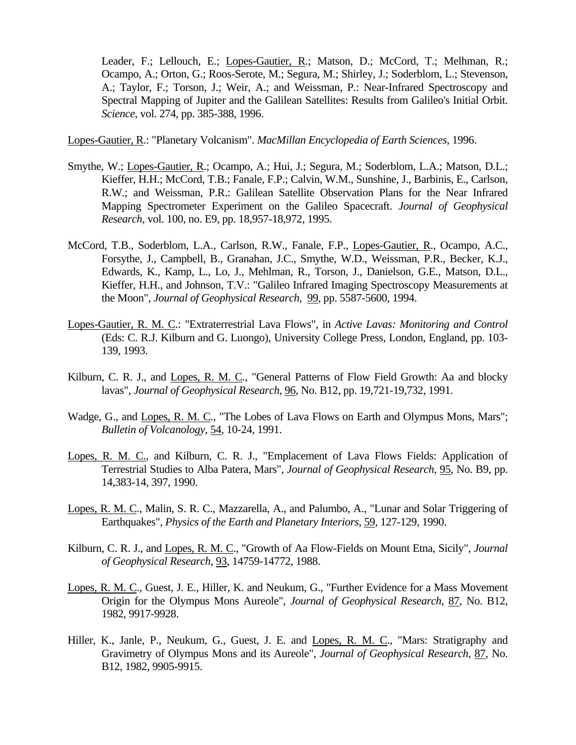Leader, F.; Lellouch, E.; Lopes-Gautier, R.; Matson, D.; McCord, T.; Melhman, R.; Ocampo, A.; Orton, G.; Roos-Serote, M.; Segura, M.; Shirley, J.; Soderblom, L.; Stevenson, A.; Taylor, F.; Torson, J.; Weir, A.; and Weissman, P.: Near-Infrared Spectroscopy and Spectral Mapping of Jupiter and the Galilean Satellites: Results from Galileo's Initial Orbit. *Science*, vol. 274, pp. 385-388, 1996.

Lopes-Gautier, R.: "Planetary Volcanism". *MacMillan Encyclopedia of Earth Sciences*, 1996.

Smythe, W.; Lopes-Gautier, R.; Ocampo, A.; Hui, J.; Segura, M.; Soderblom, L.A.; Matson, D.L.; Kieffer, H.H.; McCord, T.B.; Fanale, F.P.; Calvin, W.M., Sunshine, J., Barbinis, E., Carlson, R.W.; and Weissman, P.R.: Galilean Satellite Observation Plans for the Near Infrared Mapping Spectrometer Experiment on the Galileo Spacecraft. *Journal of Geophysical Research*, vol. 100, no. E9, pp. 18,957-18,972, 1995.

McCord, T.B., Soderblom, L.A., Carlson, R.W., Fanale, F.P., Lopes-Gautier, R., Ocampo, A.C., Forsythe, J., Campbell, B., Granahan, J.C., Smythe, W.D., Weissman, P.R., Becker, K.J., Edwards, K., Kamp, L., Lo, J., Mehlman, R., Torson, J., Danielson, G.E., Matson, D.L., Kieffer, H.H., and Johnson, T.V.: "Galileo Infrared Imaging Spectroscopy Measurements at the Moon", *Journal of Geophysical Research*, 99, pp. 5587-5600, 1994.

Lopes-Gautier, R. M. C.: "Extraterrestrial Lava Flows", in *Active Lavas: Monitoring and Control* (Eds: C. R.J. Kilburn and G. Luongo), University College Press, London, England, pp. 103-139, 1993.

Kilburn, C. R. J., and Lopes, R. M. C., "General Patterns of Flow Field Growth: Aa and blocky lavas", *Journal of Geophysical Research*, 96, No. B12, pp. 19,721-19,732, 1991.

Wadge, G., and Lopes, R. M. C., "The Lobes of Lava Flows on Earth and Olympus Mons, Mars"; *Bulletin of Volcanology*, 54, 10-24, 1991.

Lopes, R. M. C., and Kilburn, C. R. J., "Emplacement of Lava Flows Fields: Application of Terrestrial Studies to Alba Patera, Mars", *Journal of Geophysical Research*, 95, No. B9, pp. 14,383-14, 397, 1990.

Lopes, R. M. C., Malin, S. R. C., Mazzarella, A., and Palumbo, A., "Lunar and Solar Triggering of Earthquakes", *Physics of the Earth and Planetary Interiors*, 59, 127-129, 1990.

Kilburn, C. R. J., and Lopes, R. M. C., "Growth of Aa Flow-Fields on Mount Etna, Sicily", *Journal of Geophysical Research*, 93, 14759-14772, 1988.

Lopes, R. M. C., Guest, J. E., Hiller, K. and Neukum, G., "Further Evidence for a Mass Movement Origin for the Olympus Mons Aureole", *Journal of Geophysical Research*, 87, No. B12, 1982, 9917-9928.

Hiller, K., Janle, P., Neukum, G., Guest, J. E. and Lopes, R. M. C., "Mars: Stratigraphy and Gravimetry of Olympus Mons and its Aureole", *Journal of Geophysical Research*, 87, No. B12, 1982, 9905-9915.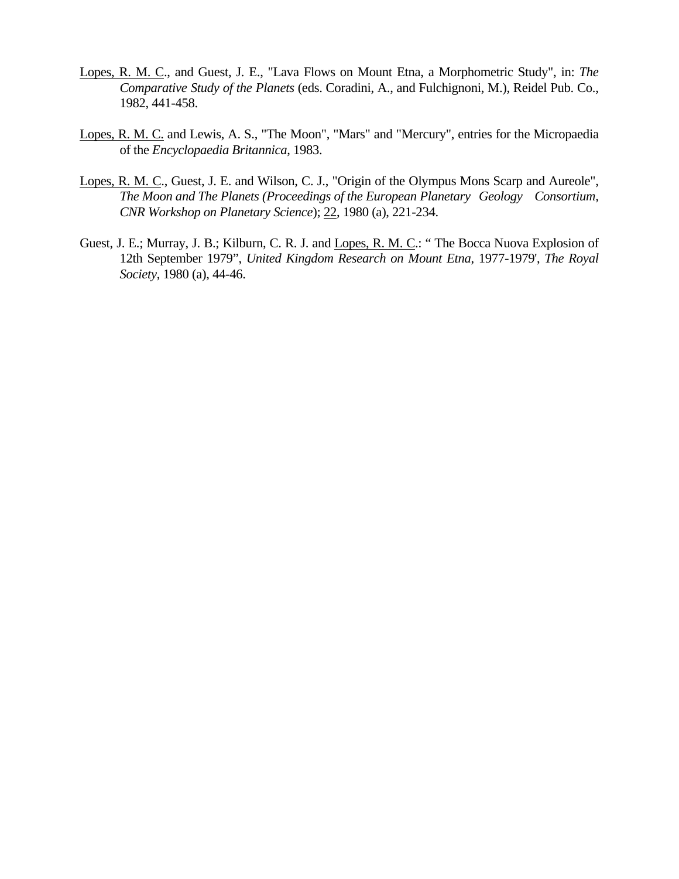Lopes, R. M. C., and Guest, J. E., "Lava Flows on Mount Etna, a Morphometric Study", in: *The Comparative Study of the Planets* (eds. Coradini, A., and Fulchignoni, M.), Reidel Pub. Co., 1982, 441-458.

Lopes, R. M. C. and Lewis, A. S., "The Moon", "Mars" and "Mercury", entries for the Micropaedia of the *Encyclopaedia Britannica*, 1983.

Lopes, R. M. C., Guest, J. E. and Wilson, C. J., "Origin of the Olympus Mons Scarp and Aureole", *The Moon and The Planets (Proceedings of the European Planetary Geology Consortium, CNR Workshop on Planetary Science*); 22, 1980 (a), 221-234.

Guest, J. E.; Murray, J. B.; Kilburn, C. R. J. and Lopes, R. M. C.: " The Bocca Nuova Explosion of 12th September 1979", *United Kingdom Research on Mount Etna*, 1977-1979', *The Royal Society*, 1980 (a), 44-46.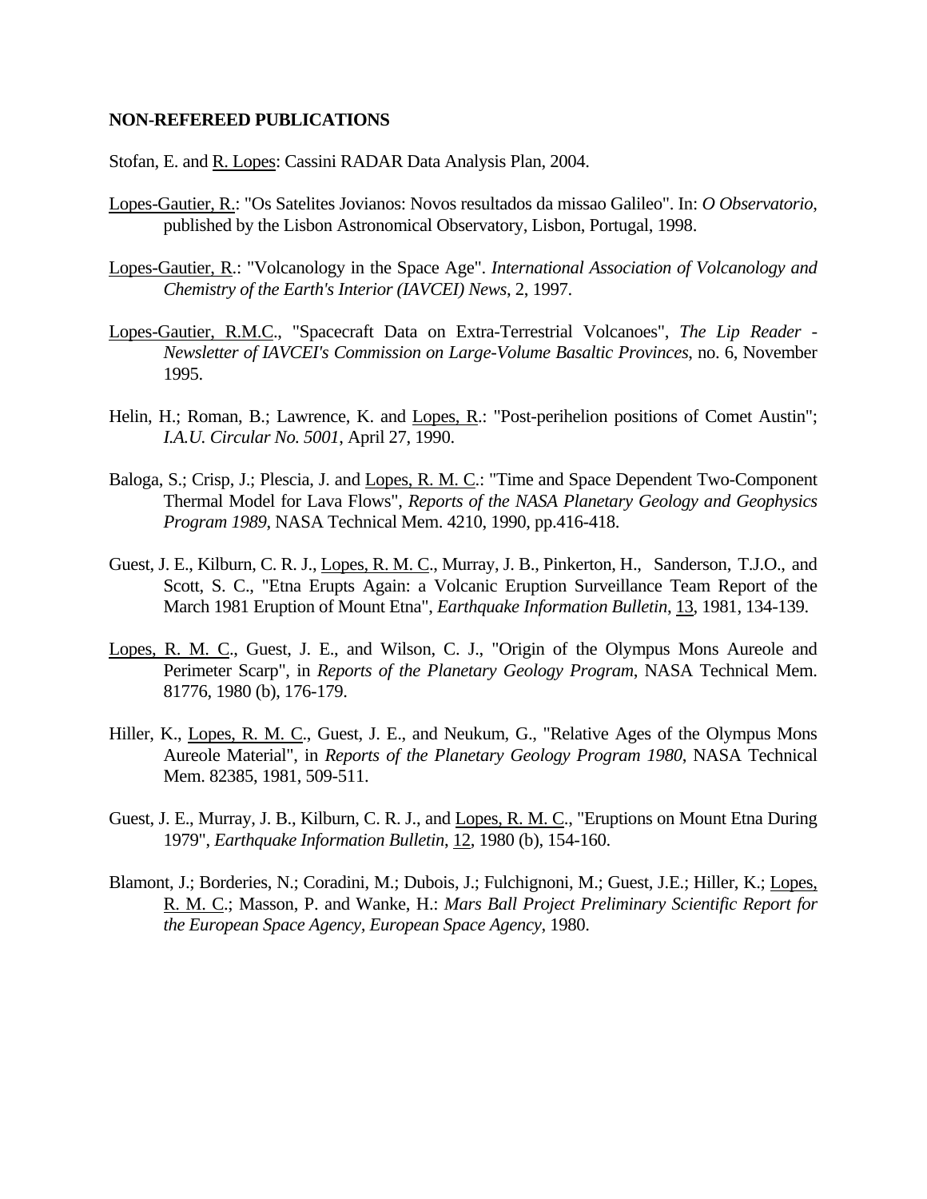**NON-REFEREED PUBLICATIONS**

Stofan, E. and R. Lopes: Cassini RADAR Data Analysis Plan, 2004.

Lopes-Gautier, R.: "Os Satelites Jovianos: Novos resultados da missao Galileo". In: *O Observatorio*, published by the Lisbon Astronomical Observatory, Lisbon, Portugal, 1998.

Lopes-Gautier, R.: "Volcanology in the Space Age". *International Association of Volcanology and Chemistry of the Earth's Interior (IAVCEI) News*, 2, 1997.

Lopes-Gautier, R.M.C., "Spacecraft Data on Extra-Terrestrial Volcanoes", *The Lip Reader - Newsletter of IAVCEI's Commission on Large-Volume Basaltic Provinces*, no. 6, November 1995.

Helin, H.; Roman, B.; Lawrence, K. and Lopes, R.: "Post-perihelion positions of Comet Austin"; *I.A.U. Circular No. 5001*, April 27, 1990.

Baloga, S.; Crisp, J.; Plescia, J. and Lopes, R. M. C.: "Time and Space Dependent Two-Component Thermal Model for Lava Flows", *Reports of the NASA Planetary Geology and Geophysics Program 1989*, NASA Technical Mem. 4210, 1990, pp.416-418.

Guest, J. E., Kilburn, C. R. J., Lopes, R. M. C., Murray, J. B., Pinkerton, H., Sanderson, T.J.O., and Scott, S. C., "Etna Erupts Again: a Volcanic Eruption Surveillance Team Report of the March 1981 Eruption of Mount Etna", *Earthquake Information Bulletin*, 13, 1981, 134-139.

Lopes, R. M. C., Guest, J. E., and Wilson, C. J., "Origin of the Olympus Mons Aureole and Perimeter Scarp", in *Reports of the Planetary Geology Program*, NASA Technical Mem. 81776, 1980 (b), 176-179.

Hiller, K., Lopes, R. M. C., Guest, J. E., and Neukum, G., "Relative Ages of the Olympus Mons Aureole Material", in *Reports of the Planetary Geology Program 1980*, NASA Technical Mem. 82385, 1981, 509-511.

Guest, J. E., Murray, J. B., Kilburn, C. R. J., and Lopes, R. M. C., "Eruptions on Mount Etna During 1979", *Earthquake Information Bulletin*, 12, 1980 (b), 154-160.

Blamont, J.; Borderies, N.; Coradini, M.; Dubois, J.; Fulchignoni, M.; Guest, J.E.; Hiller, K.; Lopes, R. M. C.; Masson, P. and Wanke, H.: *Mars Ball Project Preliminary Scientific Report for the European Space Agency, European Space Agency*, 1980.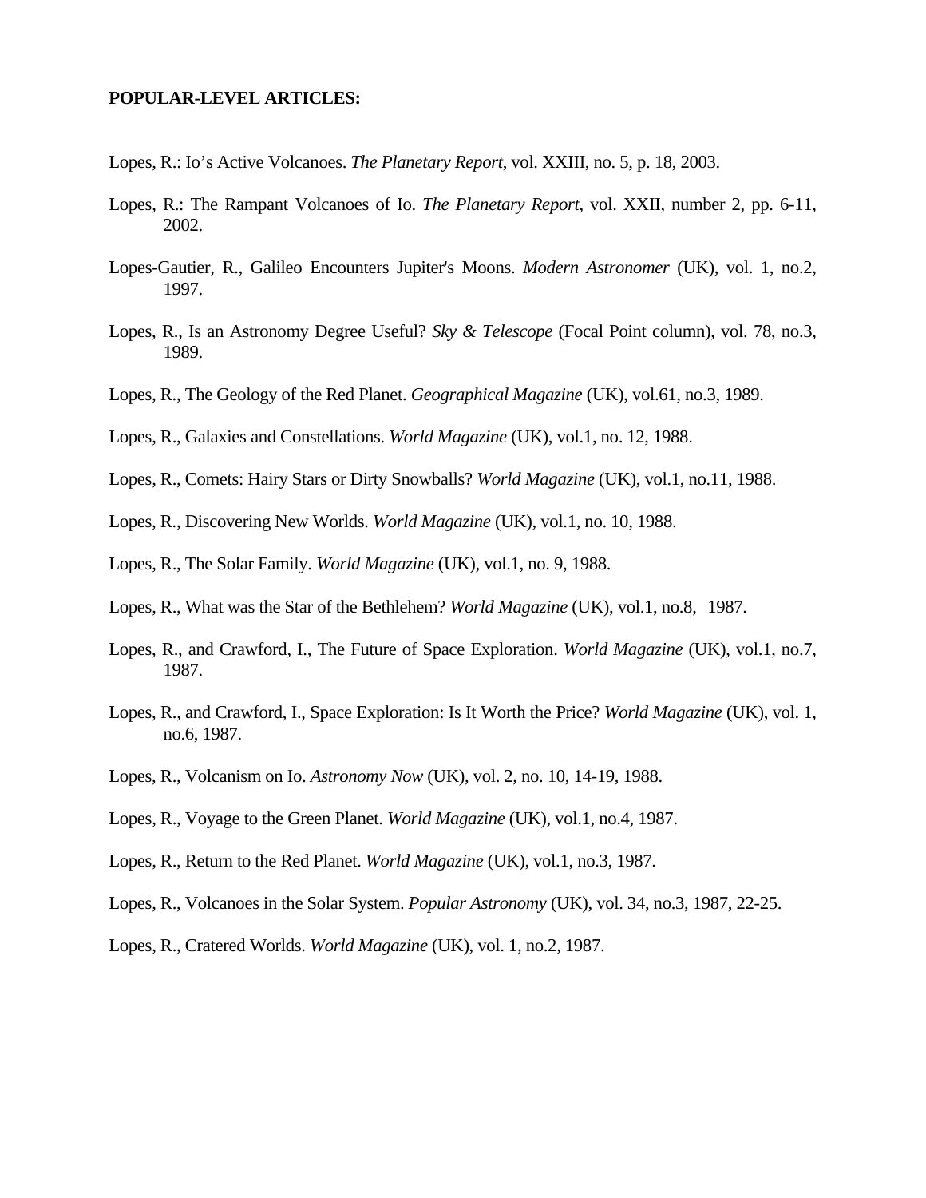**POPULAR-LEVEL ARTICLES:**

Lopes, R.: Io's Active Volcanoes. *The Planetary Report*, vol. XXIII, no. 5, p. 18, 2003.

Lopes, R.: The Rampant Volcanoes of Io. *The Planetary Report*, vol. XXII, number 2, pp. 6-11, 2002.

Lopes-Gautier, R., Galileo Encounters Jupiter's Moons. *Modern Astronomer* (UK), vol. 1, no.2, 1997.

Lopes, R., Is an Astronomy Degree Useful? *Sky & Telescope* (Focal Point column), vol. 78, no.3, 1989.

Lopes, R., The Geology of the Red Planet. *Geographical Magazine* (UK), vol.61, no.3, 1989.

Lopes, R., Galaxies and Constellations. *World Magazine* (UK), vol.1, no. 12, 1988.

Lopes, R., Comets: Hairy Stars or Dirty Snowballs? *World Magazine* (UK), vol.1, no.11, 1988.

Lopes, R., Discovering New Worlds. *World Magazine* (UK), vol.1, no. 10, 1988.

Lopes, R., The Solar Family. *World Magazine* (UK), vol.1, no. 9, 1988.

Lopes, R., What was the Star of the Bethlehem? *World Magazine* (UK), vol.1, no.8, 1987.

Lopes, R., and Crawford, I., The Future of Space Exploration. *World Magazine* (UK), vol.1, no.7, 1987.

Lopes, R., and Crawford, I., Space Exploration: Is It Worth the Price? *World Magazine* (UK), vol. 1, no.6, 1987.

Lopes, R., Volcanism on Io. *Astronomy Now* (UK), vol. 2, no. 10, 14-19, 1988.

Lopes, R., Voyage to the Green Planet. *World Magazine* (UK), vol.1, no.4, 1987.

Lopes, R., Return to the Red Planet. *World Magazine* (UK), vol.1, no.3, 1987.

Lopes, R., Volcanoes in the Solar System. *Popular Astronomy* (UK), vol. 34, no.3, 1987, 22-25.

Lopes, R., Cratered Worlds. *World Magazine* (UK), vol. 1, no.2, 1987.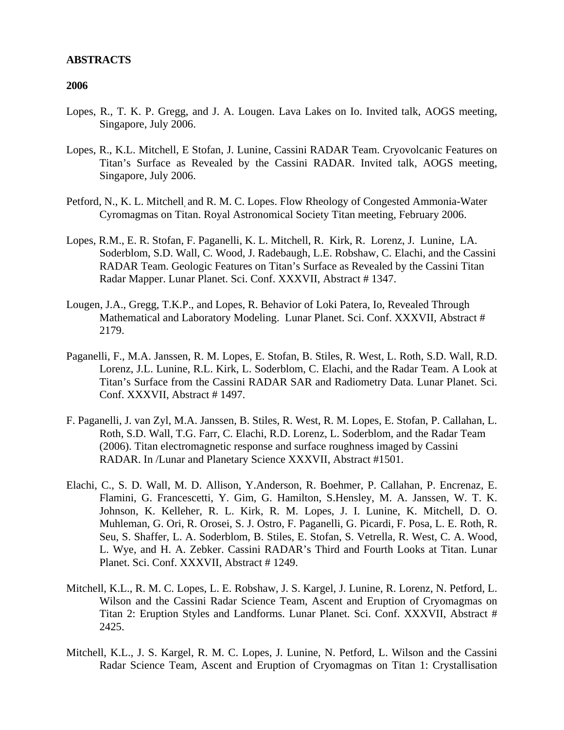**ABSTRACTS**

**2006**

Lopes, R., T. K. P. Gregg, and J. A. Lougen. Lava Lakes on Io. Invited talk, AOGS meeting, Singapore, July 2006.

Lopes, R., K.L. Mitchell, E Stofan, J. Lunine, Cassini RADAR Team. Cryovolcanic Features on Titan's Surface as Revealed by the Cassini RADAR. Invited talk, AOGS meeting, Singapore, July 2006.

Petford, N., K. L. Mitchell, and R. M. C. Lopes. Flow Rheology of Congested Ammonia-Water Cyromagmas on Titan. Royal Astronomical Society Titan meeting, February 2006.

Lopes, R.M., E. R. Stofan, F. Paganelli, K. L. Mitchell, R. Kirk, R. Lorenz, J. Lunine, LA. Soderblom, S.D. Wall, C. Wood, J. Radebaugh, L.E. Robshaw, C. Elachi, and the Cassini RADAR Team. Geologic Features on Titan's Surface as Revealed by the Cassini Titan Radar Mapper. Lunar Planet. Sci. Conf. XXXVII, Abstract # 1347.

Lougen, J.A., Gregg, T.K.P., and Lopes, R. Behavior of Loki Patera, Io, Revealed Through Mathematical and Laboratory Modeling. Lunar Planet. Sci. Conf. XXXVII, Abstract # 2179.

Paganelli, F., M.A. Janssen, R. M. Lopes, E. Stofan, B. Stiles, R. West, L. Roth, S.D. Wall, R.D. Lorenz, J.L. Lunine, R.L. Kirk, L. Soderblom, C. Elachi, and the Radar Team. A Look at Titan's Surface from the Cassini RADAR SAR and Radiometry Data. Lunar Planet. Sci. Conf. XXXVII, Abstract # 1497.

F. Paganelli, J. van Zyl, M.A. Janssen, B. Stiles, R. West, R. M. Lopes, E. Stofan, P. Callahan, L. Roth, S.D. Wall, T.G. Farr, C. Elachi, R.D. Lorenz, L. Soderblom, and the Radar Team (2006). Titan electromagnetic response and surface roughness imaged by Cassini RADAR. In /Lunar and Planetary Science XXXVII, Abstract #1501.

Elachi, C., S. D. Wall, M. D. Allison, Y.Anderson, R. Boehmer, P. Callahan, P. Encrenaz, E. Flamini, G. Francescetti, Y. Gim, G. Hamilton, S.Hensley, M. A. Janssen, W. T. K. Johnson, K. Kelleher, R. L. Kirk, R. M. Lopes, J. I. Lunine, K. Mitchell, D. O. Muhleman, G. Ori, R. Orosei, S. J. Ostro, F. Paganelli, G. Picardi, F. Posa, L. E. Roth, R. Seu, S. Shaffer, L. A. Soderblom, B. Stiles, E. Stofan, S. Vetrella, R. West, C. A. Wood, L. Wye, and H. A. Zebker. Cassini RADAR's Third and Fourth Looks at Titan. Lunar Planet. Sci. Conf. XXXVII, Abstract # 1249.

Mitchell, K.L., R. M. C. Lopes, L. E. Robshaw, J. S. Kargel, J. Lunine, R. Lorenz, N. Petford, L. Wilson and the Cassini Radar Science Team, Ascent and Eruption of Cryomagmas on Titan 2: Eruption Styles and Landforms. Lunar Planet. Sci. Conf. XXXVII, Abstract # 2425.

Mitchell, K.L., J. S. Kargel, R. M. C. Lopes, J. Lunine, N. Petford, L. Wilson and the Cassini Radar Science Team, Ascent and Eruption of Cryomagmas on Titan 1: Crystallisation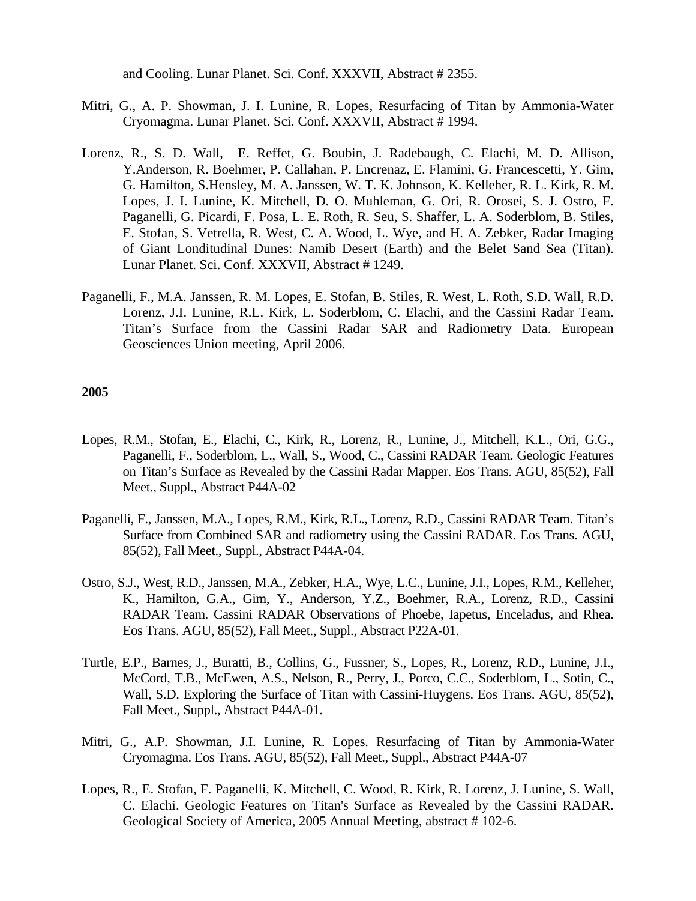and Cooling. Lunar Planet. Sci. Conf. XXXVII, Abstract # 2355.

Mitri, G., A. P. Showman, J. I. Lunine, R. Lopes, Resurfacing of Titan by Ammonia-Water Cryomagma. Lunar Planet. Sci. Conf. XXXVII, Abstract # 1994.

Lorenz, R., S. D. Wall, E. Reffet, G. Boubin, J. Radebaugh, C. Elachi, M. D. Allison, Y.Anderson, R. Boehmer, P. Callahan, P. Encrenaz, E. Flamini, G. Francescetti, Y. Gim, G. Hamilton, S.Hensley, M. A. Janssen, W. T. K. Johnson, K. Kelleher, R. L. Kirk, R. M. Lopes, J. I. Lunine, K. Mitchell, D. O. Muhleman, G. Ori, R. Orosei, S. J. Ostro, F. Paganelli, G. Picardi, F. Posa, L. E. Roth, R. Seu, S. Shaffer, L. A. Soderblom, B. Stiles, E. Stofan, S. Vetrella, R. West, C. A. Wood, L. Wye, and H. A. Zebker, Radar Imaging of Giant Londitudinal Dunes: Namib Desert (Earth) and the Belet Sand Sea (Titan). Lunar Planet. Sci. Conf. XXXVII, Abstract # 1249.

Paganelli, F., M.A. Janssen, R. M. Lopes, E. Stofan, B. Stiles, R. West, L. Roth, S.D. Wall, R.D. Lorenz, J.I. Lunine, R.L. Kirk, L. Soderblom, C. Elachi, and the Cassini Radar Team. Titan's Surface from the Cassini Radar SAR and Radiometry Data. European Geosciences Union meeting, April 2006.

**2005**

Lopes, R.M., Stofan, E., Elachi, C., Kirk, R., Lorenz, R., Lunine, J., Mitchell, K.L., Ori, G.G., Paganelli, F., Soderblom, L., Wall, S., Wood, C., Cassini RADAR Team. Geologic Features on Titan's Surface as Revealed by the Cassini Radar Mapper. Eos Trans. AGU, 85(52), Fall Meet., Suppl., Abstract P44A-02

Paganelli, F., Janssen, M.A., Lopes, R.M., Kirk, R.L., Lorenz, R.D., Cassini RADAR Team. Titan's Surface from Combined SAR and radiometry using the Cassini RADAR. Eos Trans. AGU, 85(52), Fall Meet., Suppl., Abstract P44A-04.

Ostro, S.J., West, R.D., Janssen, M.A., Zebker, H.A., Wye, L.C., Lunine, J.I., Lopes, R.M., Kelleher, K., Hamilton, G.A., Gim, Y., Anderson, Y.Z., Boehmer, R.A., Lorenz, R.D., Cassini RADAR Team. Cassini RADAR Observations of Phoebe, Iapetus, Enceladus, and Rhea. Eos Trans. AGU, 85(52), Fall Meet., Suppl., Abstract P22A-01.

Turtle, E.P., Barnes, J., Buratti, B., Collins, G., Fussner, S., Lopes, R., Lorenz, R.D., Lunine, J.I., McCord, T.B., McEwen, A.S., Nelson, R., Perry, J., Porco, C.C., Soderblom, L., Sotin, C., Wall, S.D. Exploring the Surface of Titan with Cassini-Huygens. Eos Trans. AGU, 85(52), Fall Meet., Suppl., Abstract P44A-01.

Mitri, G., A.P. Showman, J.I. Lunine, R. Lopes. Resurfacing of Titan by Ammonia-Water Cryomagma. Eos Trans. AGU, 85(52), Fall Meet., Suppl., Abstract P44A-07

Lopes, R., E. Stofan, F. Paganelli, K. Mitchell, C. Wood, R. Kirk, R. Lorenz, J. Lunine, S. Wall, C. Elachi. Geologic Features on Titan's Surface as Revealed by the Cassini RADAR. Geological Society of America, 2005 Annual Meeting, abstract # 102-6.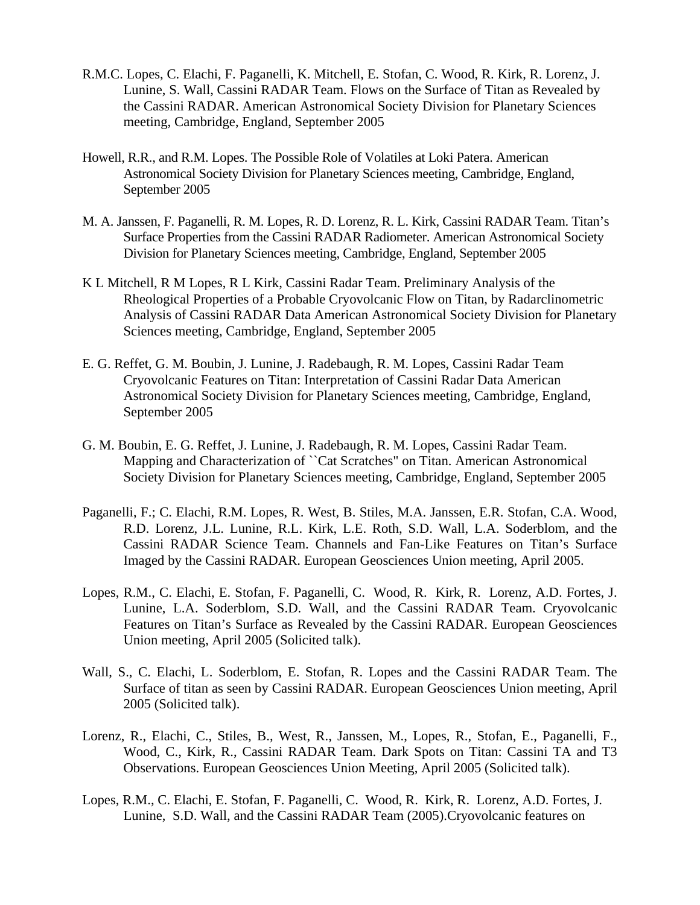R.M.C. Lopes, C. Elachi, F. Paganelli, K. Mitchell, E. Stofan, C. Wood, R. Kirk, R. Lorenz, J. Lunine, S. Wall, Cassini RADAR Team. Flows on the Surface of Titan as Revealed by the Cassini RADAR. American Astronomical Society Division for Planetary Sciences meeting, Cambridge, England, September 2005

Howell, R.R., and R.M. Lopes. The Possible Role of Volatiles at Loki Patera. American Astronomical Society Division for Planetary Sciences meeting, Cambridge, England, September 2005

M. A. Janssen, F. Paganelli, R. M. Lopes, R. D. Lorenz, R. L. Kirk, Cassini RADAR Team. Titan's Surface Properties from the Cassini RADAR Radiometer. American Astronomical Society Division for Planetary Sciences meeting, Cambridge, England, September 2005

K L Mitchell, R M Lopes, R L Kirk, Cassini Radar Team. Preliminary Analysis of the Rheological Properties of a Probable Cryovolcanic Flow on Titan, by Radarclinometric Analysis of Cassini RADAR Data American Astronomical Society Division for Planetary Sciences meeting, Cambridge, England, September 2005

E. G. Reffet, G. M. Boubin, J. Lunine, J. Radebaugh, R. M. Lopes, Cassini Radar Team Cryovolcanic Features on Titan: Interpretation of Cassini Radar Data American Astronomical Society Division for Planetary Sciences meeting, Cambridge, England, September 2005

G. M. Boubin, E. G. Reffet, J. Lunine, J. Radebaugh, R. M. Lopes, Cassini Radar Team. Mapping and Characterization of ``Cat Scratches" on Titan. American Astronomical Society Division for Planetary Sciences meeting, Cambridge, England, September 2005

Paganelli, F.; C. Elachi, R.M. Lopes, R. West, B. Stiles, M.A. Janssen, E.R. Stofan, C.A. Wood, R.D. Lorenz, J.L. Lunine, R.L. Kirk, L.E. Roth, S.D. Wall, L.A. Soderblom, and the Cassini RADAR Science Team. Channels and Fan-Like Features on Titan's Surface Imaged by the Cassini RADAR. European Geosciences Union meeting, April 2005.

Lopes, R.M., C. Elachi, E. Stofan, F. Paganelli, C. Wood, R. Kirk, R. Lorenz, A.D. Fortes, J. Lunine, L.A. Soderblom, S.D. Wall, and the Cassini RADAR Team. Cryovolcanic Features on Titan's Surface as Revealed by the Cassini RADAR. European Geosciences Union meeting, April 2005 (Solicited talk).

Wall, S., C. Elachi, L. Soderblom, E. Stofan, R. Lopes and the Cassini RADAR Team. The Surface of titan as seen by Cassini RADAR. European Geosciences Union meeting, April 2005 (Solicited talk).

Lorenz, R., Elachi, C., Stiles, B., West, R., Janssen, M., Lopes, R., Stofan, E., Paganelli, F., Wood, C., Kirk, R., Cassini RADAR Team. Dark Spots on Titan: Cassini TA and T3 Observations. European Geosciences Union Meeting, April 2005 (Solicited talk).

Lopes, R.M., C. Elachi, E. Stofan, F. Paganelli, C. Wood, R. Kirk, R. Lorenz, A.D. Fortes, J. Lunine, S.D. Wall, and the Cassini RADAR Team (2005).Cryovolcanic features on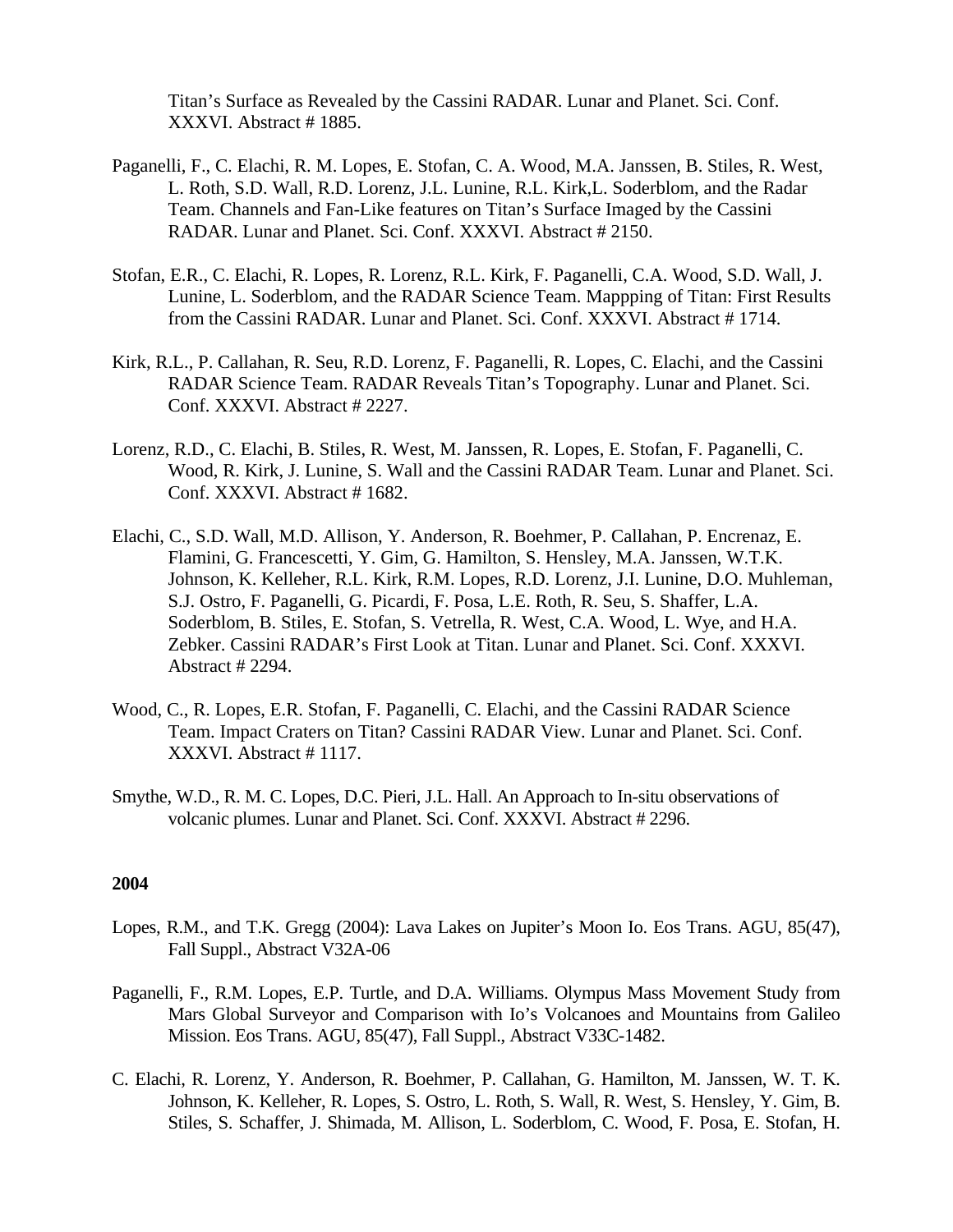Titan's Surface as Revealed by the Cassini RADAR. Lunar and Planet. Sci. Conf. XXXVI. Abstract # 1885.

Paganelli, F., C. Elachi, R. M. Lopes, E. Stofan, C. A. Wood, M.A. Janssen, B. Stiles, R. West, L. Roth, S.D. Wall, R.D. Lorenz, J.L. Lunine, R.L. Kirk,L. Soderblom, and the Radar Team. Channels and Fan-Like features on Titan's Surface Imaged by the Cassini RADAR. Lunar and Planet. Sci. Conf. XXXVI. Abstract # 2150.

Stofan, E.R., C. Elachi, R. Lopes, R. Lorenz, R.L. Kirk, F. Paganelli, C.A. Wood, S.D. Wall, J. Lunine, L. Soderblom, and the RADAR Science Team. Mappping of Titan: First Results from the Cassini RADAR. Lunar and Planet. Sci. Conf. XXXVI. Abstract # 1714.

Kirk, R.L., P. Callahan, R. Seu, R.D. Lorenz, F. Paganelli, R. Lopes, C. Elachi, and the Cassini RADAR Science Team. RADAR Reveals Titan's Topography. Lunar and Planet. Sci. Conf. XXXVI. Abstract # 2227.

Lorenz, R.D., C. Elachi, B. Stiles, R. West, M. Janssen, R. Lopes, E. Stofan, F. Paganelli, C. Wood, R. Kirk, J. Lunine, S. Wall and the Cassini RADAR Team. Lunar and Planet. Sci. Conf. XXXVI. Abstract # 1682.

Elachi, C., S.D. Wall, M.D. Allison, Y. Anderson, R. Boehmer, P. Callahan, P. Encrenaz, E. Flamini, G. Francescetti, Y. Gim, G. Hamilton, S. Hensley, M.A. Janssen, W.T.K. Johnson, K. Kelleher, R.L. Kirk, R.M. Lopes, R.D. Lorenz, J.I. Lunine, D.O. Muhleman, S.J. Ostro, F. Paganelli, G. Picardi, F. Posa, L.E. Roth, R. Seu, S. Shaffer, L.A. Soderblom, B. Stiles, E. Stofan, S. Vetrella, R. West, C.A. Wood, L. Wye, and H.A. Zebker. Cassini RADAR's First Look at Titan. Lunar and Planet. Sci. Conf. XXXVI. Abstract # 2294.

Wood, C., R. Lopes, E.R. Stofan, F. Paganelli, C. Elachi, and the Cassini RADAR Science Team. Impact Craters on Titan? Cassini RADAR View. Lunar and Planet. Sci. Conf. XXXVI. Abstract # 1117.

Smythe, W.D., R. M. C. Lopes, D.C. Pieri, J.L. Hall. An Approach to In-situ observations of volcanic plumes. Lunar and Planet. Sci. Conf. XXXVI. Abstract # 2296.

**2004**

Lopes, R.M., and T.K. Gregg (2004): Lava Lakes on Jupiter's Moon Io. Eos Trans. AGU, 85(47), Fall Suppl., Abstract V32A-06

Paganelli, F., R.M. Lopes, E.P. Turtle, and D.A. Williams. Olympus Mass Movement Study from Mars Global Surveyor and Comparison with Io's Volcanoes and Mountains from Galileo Mission. Eos Trans. AGU, 85(47), Fall Suppl., Abstract V33C-1482.

C. Elachi, R. Lorenz, Y. Anderson, R. Boehmer, P. Callahan, G. Hamilton, M. Janssen, W. T. K. Johnson, K. Kelleher, R. Lopes, S. Ostro, L. Roth, S. Wall, R. West, S. Hensley, Y. Gim, B. Stiles, S. Schaffer, J. Shimada, M. Allison, L. Soderblom, C. Wood, F. Posa, E. Stofan, H.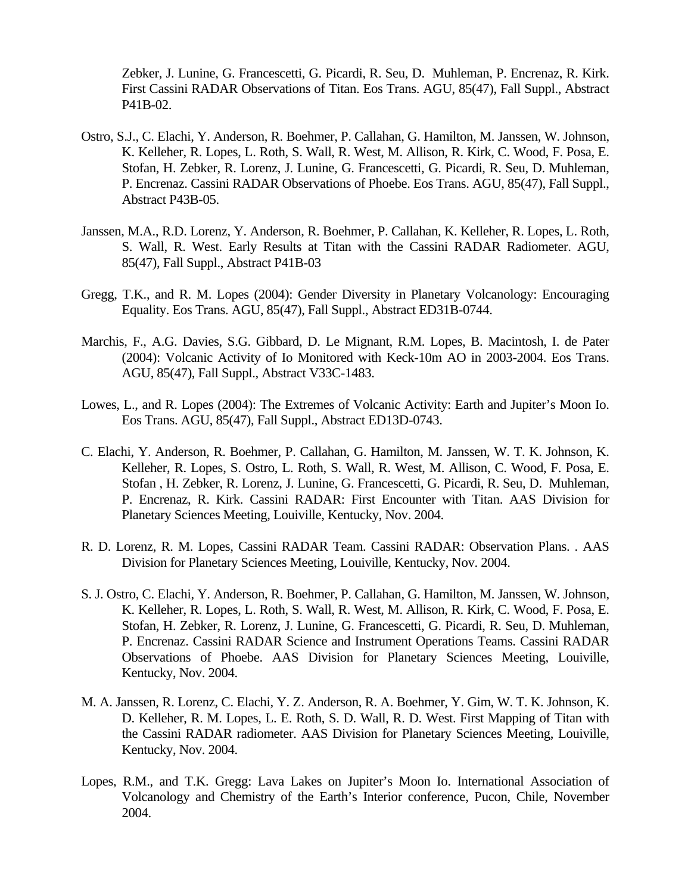Zebker, J. Lunine, G. Francescetti, G. Picardi, R. Seu, D. Muhleman, P. Encrenaz, R. Kirk. First Cassini RADAR Observations of Titan. Eos Trans. AGU, 85(47), Fall Suppl., Abstract P41B-02.

Ostro, S.J., C. Elachi, Y. Anderson, R. Boehmer, P. Callahan, G. Hamilton, M. Janssen, W. Johnson, K. Kelleher, R. Lopes, L. Roth, S. Wall, R. West, M. Allison, R. Kirk, C. Wood, F. Posa, E. Stofan, H. Zebker, R. Lorenz, J. Lunine, G. Francescetti, G. Picardi, R. Seu, D. Muhleman, P. Encrenaz. Cassini RADAR Observations of Phoebe. Eos Trans. AGU, 85(47), Fall Suppl., Abstract P43B-05.

Janssen, M.A., R.D. Lorenz, Y. Anderson, R. Boehmer, P. Callahan, K. Kelleher, R. Lopes, L. Roth, S. Wall, R. West. Early Results at Titan with the Cassini RADAR Radiometer. AGU, 85(47), Fall Suppl., Abstract P41B-03

Gregg, T.K., and R. M. Lopes (2004): Gender Diversity in Planetary Volcanology: Encouraging Equality. Eos Trans. AGU, 85(47), Fall Suppl., Abstract ED31B-0744.

Marchis, F., A.G. Davies, S.G. Gibbard, D. Le Mignant, R.M. Lopes, B. Macintosh, I. de Pater (2004): Volcanic Activity of Io Monitored with Keck-10m AO in 2003-2004. Eos Trans. AGU, 85(47), Fall Suppl., Abstract V33C-1483.

Lowes, L., and R. Lopes (2004): The Extremes of Volcanic Activity: Earth and Jupiter's Moon Io. Eos Trans. AGU, 85(47), Fall Suppl., Abstract ED13D-0743.

C. Elachi, Y. Anderson, R. Boehmer, P. Callahan, G. Hamilton, M. Janssen, W. T. K. Johnson, K. Kelleher, R. Lopes, S. Ostro, L. Roth, S. Wall, R. West, M. Allison, C. Wood, F. Posa, E. Stofan , H. Zebker, R. Lorenz, J. Lunine, G. Francescetti, G. Picardi, R. Seu, D. Muhleman, P. Encrenaz, R. Kirk. Cassini RADAR: First Encounter with Titan. AAS Division for Planetary Sciences Meeting, Louiville, Kentucky, Nov. 2004.

R. D. Lorenz, R. M. Lopes, Cassini RADAR Team. Cassini RADAR: Observation Plans. . AAS Division for Planetary Sciences Meeting, Louiville, Kentucky, Nov. 2004.

S. J. Ostro, C. Elachi, Y. Anderson, R. Boehmer, P. Callahan, G. Hamilton, M. Janssen, W. Johnson, K. Kelleher, R. Lopes, L. Roth, S. Wall, R. West, M. Allison, R. Kirk, C. Wood, F. Posa, E. Stofan, H. Zebker, R. Lorenz, J. Lunine, G. Francescetti, G. Picardi, R. Seu, D. Muhleman, P. Encrenaz. Cassini RADAR Science and Instrument Operations Teams. Cassini RADAR Observations of Phoebe. AAS Division for Planetary Sciences Meeting, Louiville, Kentucky, Nov. 2004.

M. A. Janssen, R. Lorenz, C. Elachi, Y. Z. Anderson, R. A. Boehmer, Y. Gim, W. T. K. Johnson, K. D. Kelleher, R. M. Lopes, L. E. Roth, S. D. Wall, R. D. West. First Mapping of Titan with the Cassini RADAR radiometer. AAS Division for Planetary Sciences Meeting, Louiville, Kentucky, Nov. 2004.

Lopes, R.M., and T.K. Gregg: Lava Lakes on Jupiter's Moon Io. International Association of Volcanology and Chemistry of the Earth's Interior conference, Pucon, Chile, November 2004.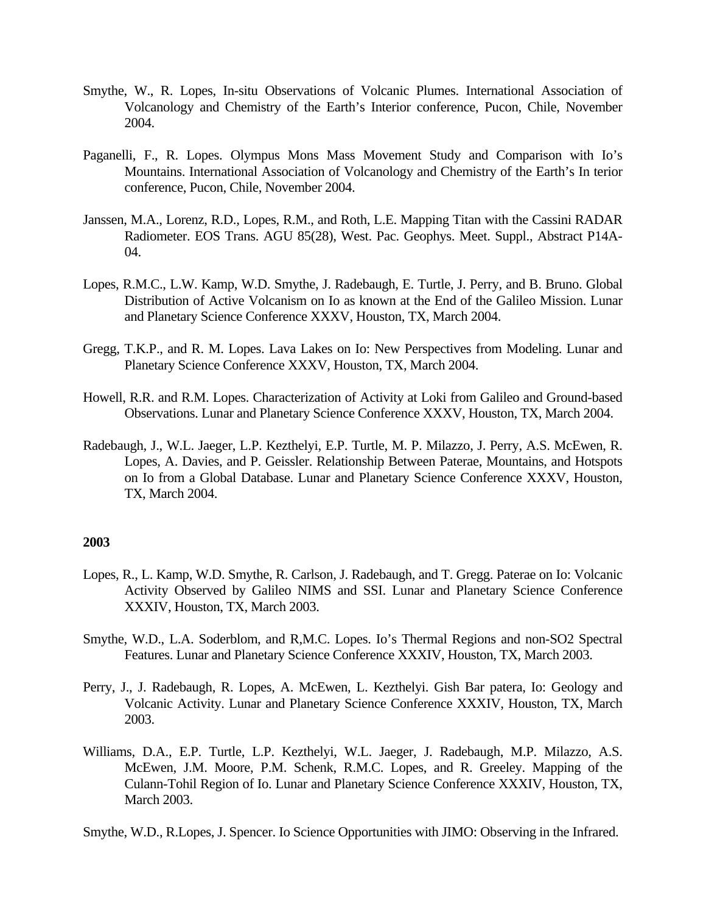Smythe, W., R. Lopes, In-situ Observations of Volcanic Plumes. International Association of Volcanology and Chemistry of the Earth's Interior conference, Pucon, Chile, November 2004.

Paganelli, F., R. Lopes. Olympus Mons Mass Movement Study and Comparison with Io's Mountains. International Association of Volcanology and Chemistry of the Earth's In terior conference, Pucon, Chile, November 2004.

Janssen, M.A., Lorenz, R.D., Lopes, R.M., and Roth, L.E. Mapping Titan with the Cassini RADAR Radiometer. EOS Trans. AGU 85(28), West. Pac. Geophys. Meet. Suppl., Abstract P14A-04.

Lopes, R.M.C., L.W. Kamp, W.D. Smythe, J. Radebaugh, E. Turtle, J. Perry, and B. Bruno. Global Distribution of Active Volcanism on Io as known at the End of the Galileo Mission. Lunar and Planetary Science Conference XXXV, Houston, TX, March 2004.

Gregg, T.K.P., and R. M. Lopes. Lava Lakes on Io: New Perspectives from Modeling. Lunar and Planetary Science Conference XXXV, Houston, TX, March 2004.

Howell, R.R. and R.M. Lopes. Characterization of Activity at Loki from Galileo and Ground-based Observations. Lunar and Planetary Science Conference XXXV, Houston, TX, March 2004.

Radebaugh, J., W.L. Jaeger, L.P. Kezthelyi, E.P. Turtle, M. P. Milazzo, J. Perry, A.S. McEwen, R. Lopes, A. Davies, and P. Geissler. Relationship Between Paterae, Mountains, and Hotspots on Io from a Global Database. Lunar and Planetary Science Conference XXXV, Houston, TX, March 2004.

**2003**

Lopes, R., L. Kamp, W.D. Smythe, R. Carlson, J. Radebaugh, and T. Gregg. Paterae on Io: Volcanic Activity Observed by Galileo NIMS and SSI. Lunar and Planetary Science Conference XXXIV, Houston, TX, March 2003.

Smythe, W.D., L.A. Soderblom, and R,M.C. Lopes. Io's Thermal Regions and non-SO2 Spectral Features. Lunar and Planetary Science Conference XXXIV, Houston, TX, March 2003.

Perry, J., J. Radebaugh, R. Lopes, A. McEwen, L. Kezthelyi. Gish Bar patera, Io: Geology and Volcanic Activity. Lunar and Planetary Science Conference XXXIV, Houston, TX, March 2003.

Williams, D.A., E.P. Turtle, L.P. Kezthelyi, W.L. Jaeger, J. Radebaugh, M.P. Milazzo, A.S. McEwen, J.M. Moore, P.M. Schenk, R.M.C. Lopes, and R. Greeley. Mapping of the Culann-Tohil Region of Io. Lunar and Planetary Science Conference XXXIV, Houston, TX, March 2003.

Smythe, W.D., R.Lopes, J. Spencer. Io Science Opportunities with JIMO: Observing in the Infrared.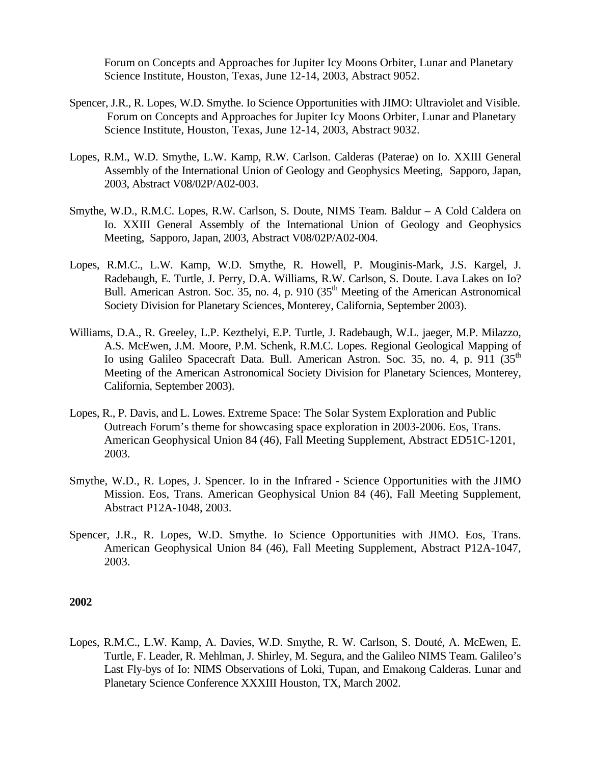Forum on Concepts and Approaches for Jupiter Icy Moons Orbiter, Lunar and Planetary Science Institute, Houston, Texas, June 12-14, 2003, Abstract 9052.

Spencer, J.R., R. Lopes, W.D. Smythe. Io Science Opportunities with JIMO: Ultraviolet and Visible. Forum on Concepts and Approaches for Jupiter Icy Moons Orbiter, Lunar and Planetary Science Institute, Houston, Texas, June 12-14, 2003, Abstract 9032.

Lopes, R.M., W.D. Smythe, L.W. Kamp, R.W. Carlson. Calderas (Paterae) on Io. XXIII General Assembly of the International Union of Geology and Geophysics Meeting, Sapporo, Japan, 2003, Abstract V08/02P/A02-003.

Smythe, W.D., R.M.C. Lopes, R.W. Carlson, S. Doute, NIMS Team. Baldur – A Cold Caldera on Io. XXIII General Assembly of the International Union of Geology and Geophysics Meeting, Sapporo, Japan, 2003, Abstract V08/02P/A02-004.

Lopes, R.M.C., L.W. Kamp, W.D. Smythe, R. Howell, P. Mouginis-Mark, J.S. Kargel, J. Radebaugh, E. Turtle, J. Perry, D.A. Williams, R.W. Carlson, S. Doute. Lava Lakes on Io? Bull. American Astron. Soc. 35, no. 4, p. 910 (35th Meeting of the American Astronomical Society Division for Planetary Sciences, Monterey, California, September 2003).

Williams, D.A., R. Greeley, L.P. Kezthelyi, E.P. Turtle, J. Radebaugh, W.L. jaeger, M.P. Milazzo, A.S. McEwen, J.M. Moore, P.M. Schenk, R.M.C. Lopes. Regional Geological Mapping of Io using Galileo Spacecraft Data. Bull. American Astron. Soc. 35, no. 4, p. 911 (35th Meeting of the American Astronomical Society Division for Planetary Sciences, Monterey, California, September 2003).

Lopes, R., P. Davis, and L. Lowes. Extreme Space: The Solar System Exploration and Public Outreach Forum's theme for showcasing space exploration in 2003-2006. Eos, Trans. American Geophysical Union 84 (46), Fall Meeting Supplement, Abstract ED51C-1201, 2003.

Smythe, W.D., R. Lopes, J. Spencer. Io in the Infrared - Science Opportunities with the JIMO Mission. Eos, Trans. American Geophysical Union 84 (46), Fall Meeting Supplement, Abstract P12A-1048, 2003.

Spencer, J.R., R. Lopes, W.D. Smythe. Io Science Opportunities with JIMO. Eos, Trans. American Geophysical Union 84 (46), Fall Meeting Supplement, Abstract P12A-1047, 2003.

**2002**

Lopes, R.M.C., L.W. Kamp, A. Davies, W.D. Smythe, R. W. Carlson, S. Douté, A. McEwen, E. Turtle, F. Leader, R. Mehlman, J. Shirley, M. Segura, and the Galileo NIMS Team. Galileo's Last Fly-bys of Io: NIMS Observations of Loki, Tupan, and Emakong Calderas. Lunar and Planetary Science Conference XXXIII Houston, TX, March 2002.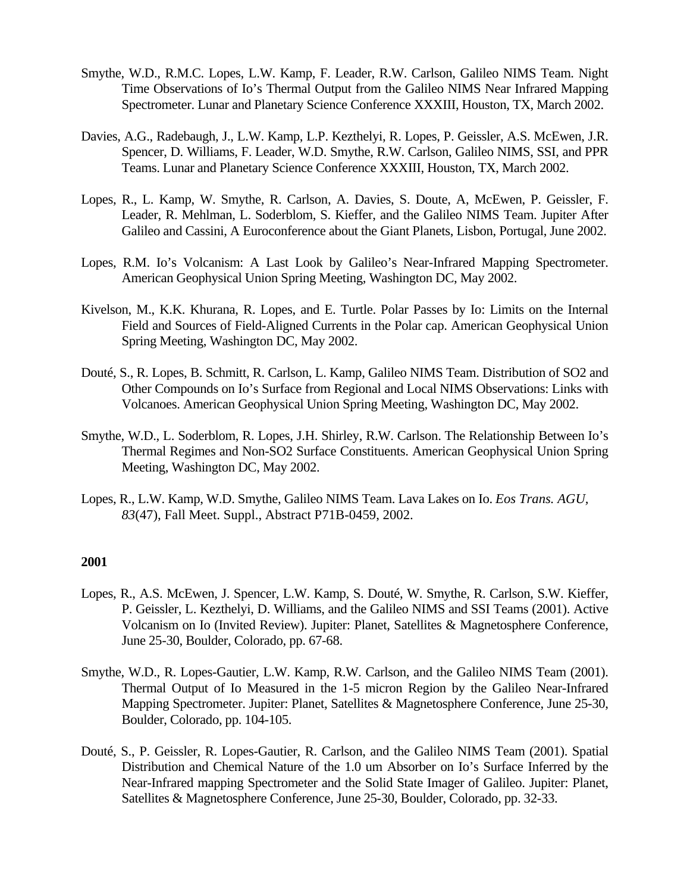Smythe, W.D., R.M.C. Lopes, L.W. Kamp, F. Leader, R.W. Carlson, Galileo NIMS Team. Night Time Observations of Io's Thermal Output from the Galileo NIMS Near Infrared Mapping Spectrometer. Lunar and Planetary Science Conference XXXIII, Houston, TX, March 2002.

Davies, A.G., Radebaugh, J., L.W. Kamp, L.P. Kezthelyi, R. Lopes, P. Geissler, A.S. McEwen, J.R. Spencer, D. Williams, F. Leader, W.D. Smythe, R.W. Carlson, Galileo NIMS, SSI, and PPR Teams. Lunar and Planetary Science Conference XXXIII, Houston, TX, March 2002.

Lopes, R., L. Kamp, W. Smythe, R. Carlson, A. Davies, S. Doute, A, McEwen, P. Geissler, F. Leader, R. Mehlman, L. Soderblom, S. Kieffer, and the Galileo NIMS Team. Jupiter After Galileo and Cassini, A Euroconference about the Giant Planets, Lisbon, Portugal, June 2002.

Lopes, R.M. Io's Volcanism: A Last Look by Galileo's Near-Infrared Mapping Spectrometer. American Geophysical Union Spring Meeting, Washington DC, May 2002.

Kivelson, M., K.K. Khurana, R. Lopes, and E. Turtle. Polar Passes by Io: Limits on the Internal Field and Sources of Field-Aligned Currents in the Polar cap. American Geophysical Union Spring Meeting, Washington DC, May 2002.

Douté, S., R. Lopes, B. Schmitt, R. Carlson, L. Kamp, Galileo NIMS Team. Distribution of SO2 and Other Compounds on Io's Surface from Regional and Local NIMS Observations: Links with Volcanoes. American Geophysical Union Spring Meeting, Washington DC, May 2002.

Smythe, W.D., L. Soderblom, R. Lopes, J.H. Shirley, R.W. Carlson. The Relationship Between Io's Thermal Regimes and Non-SO2 Surface Constituents. American Geophysical Union Spring Meeting, Washington DC, May 2002.

Lopes, R., L.W. Kamp, W.D. Smythe, Galileo NIMS Team. Lava Lakes on Io. *Eos Trans. AGU, 83*(47), Fall Meet. Suppl., Abstract P71B-0459, 2002.

**2001**

Lopes, R., A.S. McEwen, J. Spencer, L.W. Kamp, S. Douté, W. Smythe, R. Carlson, S.W. Kieffer, P. Geissler, L. Kezthelyi, D. Williams, and the Galileo NIMS and SSI Teams (2001). Active Volcanism on Io (Invited Review). Jupiter: Planet, Satellites & Magnetosphere Conference, June 25-30, Boulder, Colorado, pp. 67-68.

Smythe, W.D., R. Lopes-Gautier, L.W. Kamp, R.W. Carlson, and the Galileo NIMS Team (2001). Thermal Output of Io Measured in the 1-5 micron Region by the Galileo Near-Infrared Mapping Spectrometer. Jupiter: Planet, Satellites & Magnetosphere Conference, June 25-30, Boulder, Colorado, pp. 104-105.

Douté, S., P. Geissler, R. Lopes-Gautier, R. Carlson, and the Galileo NIMS Team (2001). Spatial Distribution and Chemical Nature of the 1.0 um Absorber on Io's Surface Inferred by the Near-Infrared mapping Spectrometer and the Solid State Imager of Galileo. Jupiter: Planet, Satellites & Magnetosphere Conference, June 25-30, Boulder, Colorado, pp. 32-33.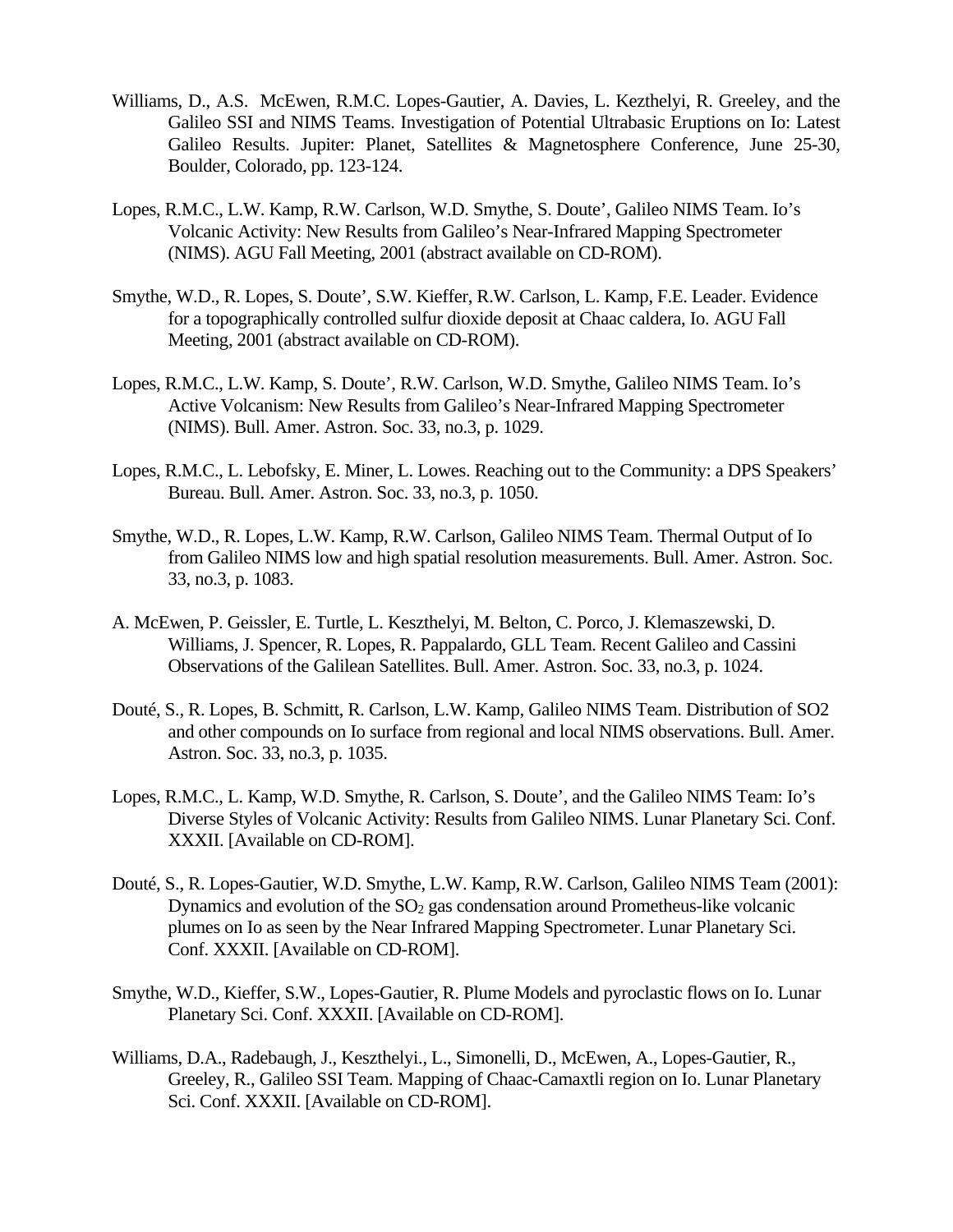Williams, D., A.S. McEwen, R.M.C. Lopes-Gautier, A. Davies, L. Kezthelyi, R. Greeley, and the Galileo SSI and NIMS Teams. Investigation of Potential Ultrabasic Eruptions on Io: Latest Galileo Results. Jupiter: Planet, Satellites & Magnetosphere Conference, June 25-30, Boulder, Colorado, pp. 123-124.

Lopes, R.M.C., L.W. Kamp, R.W. Carlson, W.D. Smythe, S. Doute', Galileo NIMS Team. Io's Volcanic Activity: New Results from Galileo's Near-Infrared Mapping Spectrometer (NIMS). AGU Fall Meeting, 2001 (abstract available on CD-ROM).

Smythe, W.D., R. Lopes, S. Doute', S.W. Kieffer, R.W. Carlson, L. Kamp, F.E. Leader. Evidence for a topographically controlled sulfur dioxide deposit at Chaac caldera, Io. AGU Fall Meeting, 2001 (abstract available on CD-ROM).

Lopes, R.M.C., L.W. Kamp, S. Doute', R.W. Carlson, W.D. Smythe, Galileo NIMS Team. Io's Active Volcanism: New Results from Galileo's Near-Infrared Mapping Spectrometer (NIMS). Bull. Amer. Astron. Soc. 33, no.3, p. 1029.

Lopes, R.M.C., L. Lebofsky, E. Miner, L. Lowes. Reaching out to the Community: a DPS Speakers' Bureau. Bull. Amer. Astron. Soc. 33, no.3, p. 1050.

Smythe, W.D., R. Lopes, L.W. Kamp, R.W. Carlson, Galileo NIMS Team. Thermal Output of Io from Galileo NIMS low and high spatial resolution measurements. Bull. Amer. Astron. Soc. 33, no.3, p. 1083.

A. McEwen, P. Geissler, E. Turtle, L. Keszthelyi, M. Belton, C. Porco, J. Klemaszewski, D. Williams, J. Spencer, R. Lopes, R. Pappalardo, GLL Team. Recent Galileo and Cassini Observations of the Galilean Satellites. Bull. Amer. Astron. Soc. 33, no.3, p. 1024.

Douté, S., R. Lopes, B. Schmitt, R. Carlson, L.W. Kamp, Galileo NIMS Team. Distribution of SO2 and other compounds on Io surface from regional and local NIMS observations. Bull. Amer. Astron. Soc. 33, no.3, p. 1035.

Lopes, R.M.C., L. Kamp, W.D. Smythe, R. Carlson, S. Doute', and the Galileo NIMS Team: Io's Diverse Styles of Volcanic Activity: Results from Galileo NIMS. Lunar Planetary Sci. Conf. XXXII. [Available on CD-ROM].

Douté, S., R. Lopes-Gautier, W.D. Smythe, L.W. Kamp, R.W. Carlson, Galileo NIMS Team (2001): Dynamics and evolution of the $SO_2$ gas condensation around Prometheus-like volcanic plumes on Io as seen by the Near Infrared Mapping Spectrometer. Lunar Planetary Sci. Conf. XXXII. [Available on CD-ROM].

Smythe, W.D., Kieffer, S.W., Lopes-Gautier, R. Plume Models and pyroclastic flows on Io. Lunar Planetary Sci. Conf. XXXII. [Available on CD-ROM].

Williams, D.A., Radebaugh, J., Keszthelyi., L., Simonelli, D., McEwen, A., Lopes-Gautier, R., Greeley, R., Galileo SSI Team. Mapping of Chaac-Camaxtli region on Io. Lunar Planetary Sci. Conf. XXXII. [Available on CD-ROM].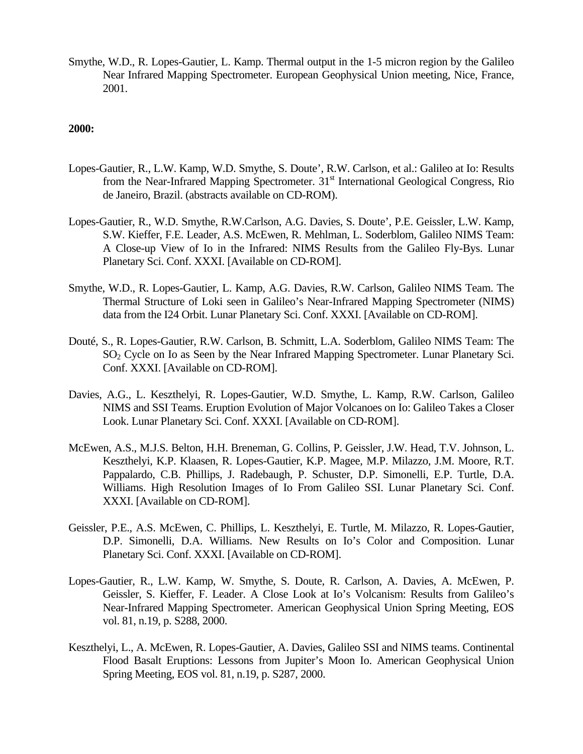Smythe, W.D., R. Lopes-Gautier, L. Kamp. Thermal output in the 1-5 micron region by the Galileo Near Infrared Mapping Spectrometer. European Geophysical Union meeting, Nice, France, 2001.

**2000:**

Lopes-Gautier, R., L.W. Kamp, W.D. Smythe, S. Doute', R.W. Carlson, et al.: Galileo at Io: Results from the Near-Infrared Mapping Spectrometer. 31st International Geological Congress, Rio de Janeiro, Brazil. (abstracts available on CD-ROM).

Lopes-Gautier, R., W.D. Smythe, R.W.Carlson, A.G. Davies, S. Doute', P.E. Geissler, L.W. Kamp, S.W. Kieffer, F.E. Leader, A.S. McEwen, R. Mehlman, L. Soderblom, Galileo NIMS Team: A Close-up View of Io in the Infrared: NIMS Results from the Galileo Fly-Bys. Lunar Planetary Sci. Conf. XXXI. [Available on CD-ROM].

Smythe, W.D., R. Lopes-Gautier, L. Kamp, A.G. Davies, R.W. Carlson, Galileo NIMS Team. The Thermal Structure of Loki seen in Galileo's Near-Infrared Mapping Spectrometer (NIMS) data from the I24 Orbit. Lunar Planetary Sci. Conf. XXXI. [Available on CD-ROM].

Douté, S., R. Lopes-Gautier, R.W. Carlson, B. Schmitt, L.A. Soderblom, Galileo NIMS Team: The $SO_2$ Cycle on Io as Seen by the Near Infrared Mapping Spectrometer. Lunar Planetary Sci. Conf. XXXI. [Available on CD-ROM].

Davies, A.G., L. Keszthelyi, R. Lopes-Gautier, W.D. Smythe, L. Kamp, R.W. Carlson, Galileo NIMS and SSI Teams. Eruption Evolution of Major Volcanoes on Io: Galileo Takes a Closer Look. Lunar Planetary Sci. Conf. XXXI. [Available on CD-ROM].

McEwen, A.S., M.J.S. Belton, H.H. Breneman, G. Collins, P. Geissler, J.W. Head, T.V. Johnson, L. Keszthelyi, K.P. Klaasen, R. Lopes-Gautier, K.P. Magee, M.P. Milazzo, J.M. Moore, R.T. Pappalardo, C.B. Phillips, J. Radebaugh, P. Schuster, D.P. Simonelli, E.P. Turtle, D.A. Williams. High Resolution Images of Io From Galileo SSI. Lunar Planetary Sci. Conf. XXXI. [Available on CD-ROM].

Geissler, P.E., A.S. McEwen, C. Phillips, L. Keszthelyi, E. Turtle, M. Milazzo, R. Lopes-Gautier, D.P. Simonelli, D.A. Williams. New Results on Io's Color and Composition. Lunar Planetary Sci. Conf. XXXI. [Available on CD-ROM].

Lopes-Gautier, R., L.W. Kamp, W. Smythe, S. Doute, R. Carlson, A. Davies, A. McEwen, P. Geissler, S. Kieffer, F. Leader. A Close Look at Io's Volcanism: Results from Galileo's Near-Infrared Mapping Spectrometer. American Geophysical Union Spring Meeting, EOS vol. 81, n.19, p. S288, 2000.

Keszthelyi, L., A. McEwen, R. Lopes-Gautier, A. Davies, Galileo SSI and NIMS teams. Continental Flood Basalt Eruptions: Lessons from Jupiter's Moon Io. American Geophysical Union Spring Meeting, EOS vol. 81, n.19, p. S287, 2000.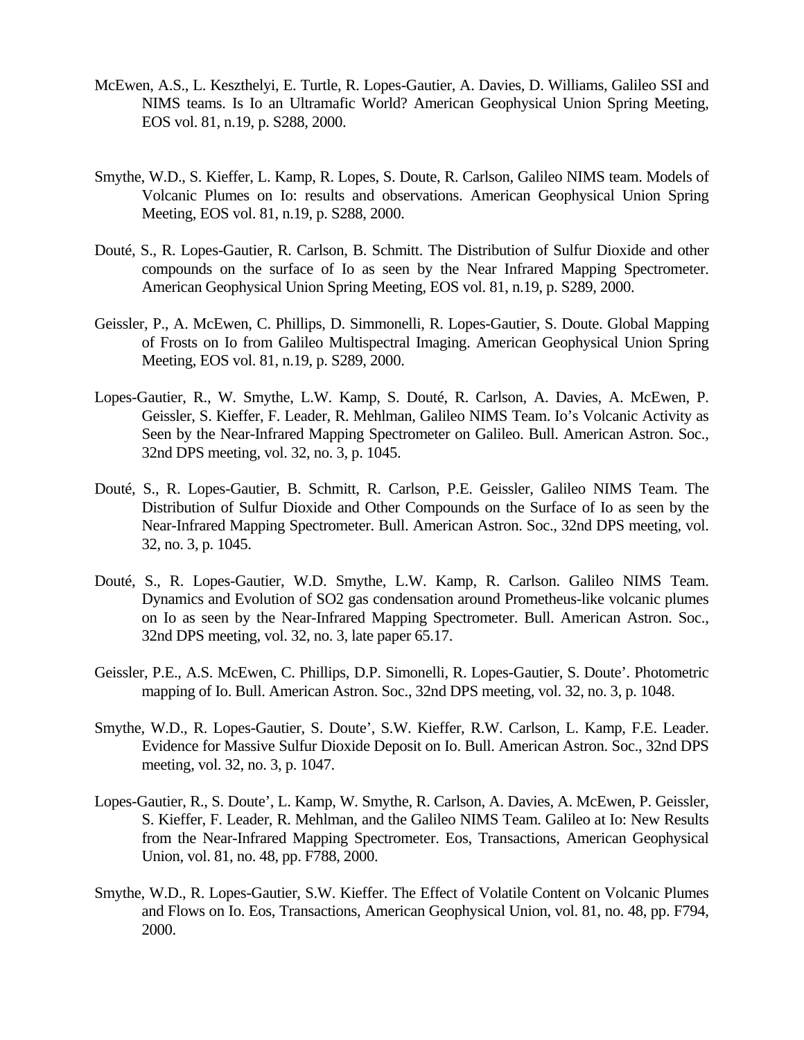McEwen, A.S., L. Keszthelyi, E. Turtle, R. Lopes-Gautier, A. Davies, D. Williams, Galileo SSI and NIMS teams. Is Io an Ultramafic World? American Geophysical Union Spring Meeting, EOS vol. 81, n.19, p. S288, 2000.

Smythe, W.D., S. Kieffer, L. Kamp, R. Lopes, S. Doute, R. Carlson, Galileo NIMS team. Models of Volcanic Plumes on Io: results and observations. American Geophysical Union Spring Meeting, EOS vol. 81, n.19, p. S288, 2000.

Douté, S., R. Lopes-Gautier, R. Carlson, B. Schmitt. The Distribution of Sulfur Dioxide and other compounds on the surface of Io as seen by the Near Infrared Mapping Spectrometer. American Geophysical Union Spring Meeting, EOS vol. 81, n.19, p. S289, 2000.

Geissler, P., A. McEwen, C. Phillips, D. Simmonelli, R. Lopes-Gautier, S. Doute. Global Mapping of Frosts on Io from Galileo Multispectral Imaging. American Geophysical Union Spring Meeting, EOS vol. 81, n.19, p. S289, 2000.

Lopes-Gautier, R., W. Smythe, L.W. Kamp, S. Douté, R. Carlson, A. Davies, A. McEwen, P. Geissler, S. Kieffer, F. Leader, R. Mehlman, Galileo NIMS Team. Io's Volcanic Activity as Seen by the Near-Infrared Mapping Spectrometer on Galileo. Bull. American Astron. Soc., 32nd DPS meeting, vol. 32, no. 3, p. 1045.

Douté, S., R. Lopes-Gautier, B. Schmitt, R. Carlson, P.E. Geissler, Galileo NIMS Team. The Distribution of Sulfur Dioxide and Other Compounds on the Surface of Io as seen by the Near-Infrared Mapping Spectrometer. Bull. American Astron. Soc., 32nd DPS meeting, vol. 32, no. 3, p. 1045.

Douté, S., R. Lopes-Gautier, W.D. Smythe, L.W. Kamp, R. Carlson. Galileo NIMS Team. Dynamics and Evolution of SO2 gas condensation around Prometheus-like volcanic plumes on Io as seen by the Near-Infrared Mapping Spectrometer. Bull. American Astron. Soc., 32nd DPS meeting, vol. 32, no. 3, late paper 65.17.

Geissler, P.E., A.S. McEwen, C. Phillips, D.P. Simonelli, R. Lopes-Gautier, S. Doute'. Photometric mapping of Io. Bull. American Astron. Soc., 32nd DPS meeting, vol. 32, no. 3, p. 1048.

Smythe, W.D., R. Lopes-Gautier, S. Doute', S.W. Kieffer, R.W. Carlson, L. Kamp, F.E. Leader. Evidence for Massive Sulfur Dioxide Deposit on Io. Bull. American Astron. Soc., 32nd DPS meeting, vol. 32, no. 3, p. 1047.

Lopes-Gautier, R., S. Doute', L. Kamp, W. Smythe, R. Carlson, A. Davies, A. McEwen, P. Geissler, S. Kieffer, F. Leader, R. Mehlman, and the Galileo NIMS Team. Galileo at Io: New Results from the Near-Infrared Mapping Spectrometer. Eos, Transactions, American Geophysical Union, vol. 81, no. 48, pp. F788, 2000.

Smythe, W.D., R. Lopes-Gautier, S.W. Kieffer. The Effect of Volatile Content on Volcanic Plumes and Flows on Io. Eos, Transactions, American Geophysical Union, vol. 81, no. 48, pp. F794, 2000.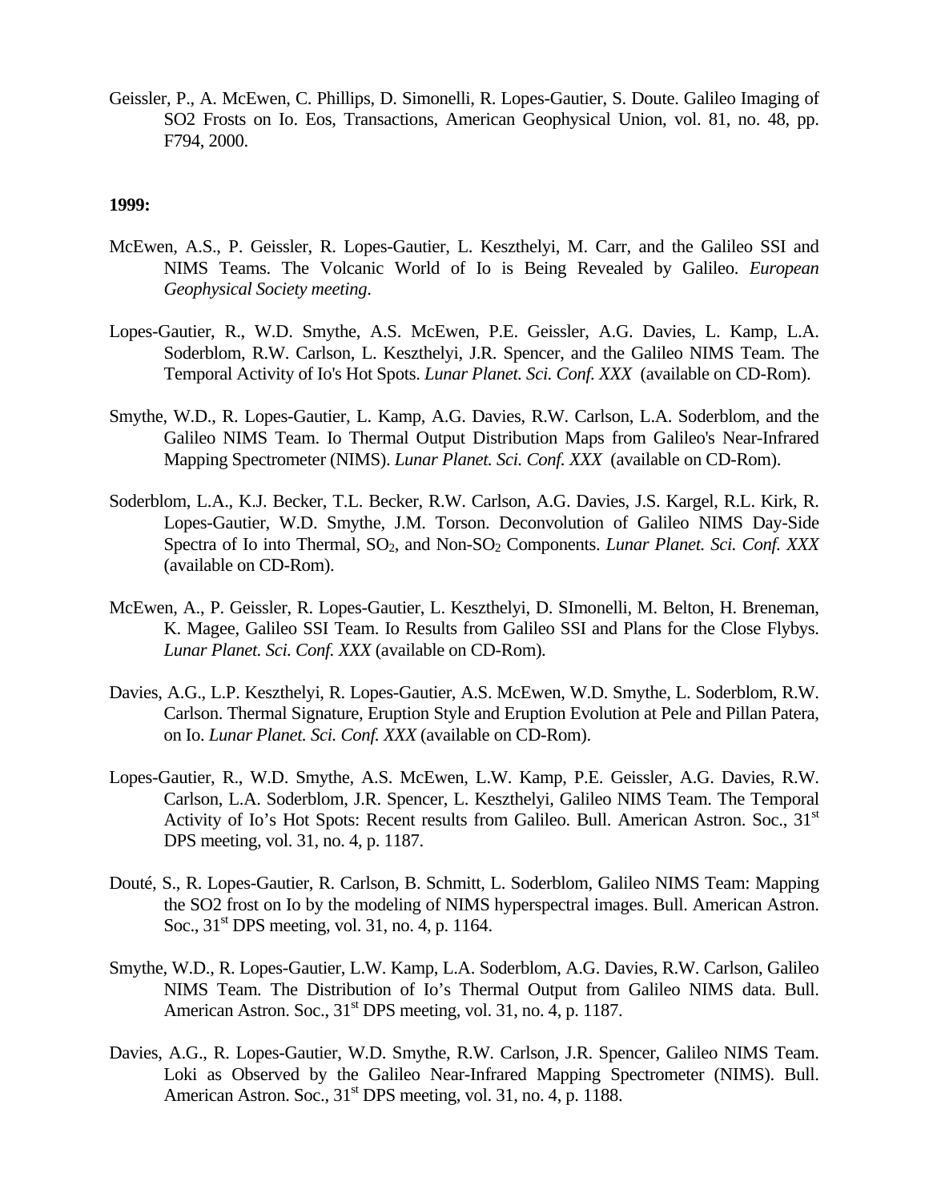Geissler, P., A. McEwen, C. Phillips, D. Simonelli, R. Lopes-Gautier, S. Doute. Galileo Imaging of SO2 Frosts on Io. Eos, Transactions, American Geophysical Union, vol. 81, no. 48, pp. F794, 2000.

**1999:**

McEwen, A.S., P. Geissler, R. Lopes-Gautier, L. Keszthelyi, M. Carr, and the Galileo SSI and NIMS Teams. The Volcanic World of Io is Being Revealed by Galileo. *European Geophysical Society meeting*.

Lopes-Gautier, R., W.D. Smythe, A.S. McEwen, P.E. Geissler, A.G. Davies, L. Kamp, L.A. Soderblom, R.W. Carlson, L. Keszthelyi, J.R. Spencer, and the Galileo NIMS Team. The Temporal Activity of Io's Hot Spots. *Lunar Planet. Sci. Conf. XXX* (available on CD-Rom).

Smythe, W.D., R. Lopes-Gautier, L. Kamp, A.G. Davies, R.W. Carlson, L.A. Soderblom, and the Galileo NIMS Team. Io Thermal Output Distribution Maps from Galileo's Near-Infrared Mapping Spectrometer (NIMS). *Lunar Planet. Sci. Conf. XXX* (available on CD-Rom).

Soderblom, L.A., K.J. Becker, T.L. Becker, R.W. Carlson, A.G. Davies, J.S. Kargel, R.L. Kirk, R. Lopes-Gautier, W.D. Smythe, J.M. Torson. Deconvolution of Galileo NIMS Day-Side Spectra of Io into Thermal, $SO_2$, and Non-$SO_2$ Components. *Lunar Planet. Sci. Conf. XXX* (available on CD-Rom).

McEwen, A., P. Geissler, R. Lopes-Gautier, L. Keszthelyi, D. SImonelli, M. Belton, H. Breneman, K. Magee, Galileo SSI Team. Io Results from Galileo SSI and Plans for the Close Flybys. *Lunar Planet. Sci. Conf. XXX* (available on CD-Rom).

Davies, A.G., L.P. Keszthelyi, R. Lopes-Gautier, A.S. McEwen, W.D. Smythe, L. Soderblom, R.W. Carlson. Thermal Signature, Eruption Style and Eruption Evolution at Pele and Pillan Patera, on Io. *Lunar Planet. Sci. Conf. XXX* (available on CD-Rom).

Lopes-Gautier, R., W.D. Smythe, A.S. McEwen, L.W. Kamp, P.E. Geissler, A.G. Davies, R.W. Carlson, L.A. Soderblom, J.R. Spencer, L. Keszthelyi, Galileo NIMS Team. The Temporal Activity of Io's Hot Spots: Recent results from Galileo. Bull. American Astron. Soc., 31st DPS meeting, vol. 31, no. 4, p. 1187.

Douté, S., R. Lopes-Gautier, R. Carlson, B. Schmitt, L. Soderblom, Galileo NIMS Team: Mapping the SO2 frost on Io by the modeling of NIMS hyperspectral images. Bull. American Astron. Soc., 31st DPS meeting, vol. 31, no. 4, p. 1164.

Smythe, W.D., R. Lopes-Gautier, L.W. Kamp, L.A. Soderblom, A.G. Davies, R.W. Carlson, Galileo NIMS Team. The Distribution of Io's Thermal Output from Galileo NIMS data. Bull. American Astron. Soc., 31st DPS meeting, vol. 31, no. 4, p. 1187.

Davies, A.G., R. Lopes-Gautier, W.D. Smythe, R.W. Carlson, J.R. Spencer, Galileo NIMS Team. Loki as Observed by the Galileo Near-Infrared Mapping Spectrometer (NIMS). Bull. American Astron. Soc., 31st DPS meeting, vol. 31, no. 4, p. 1188.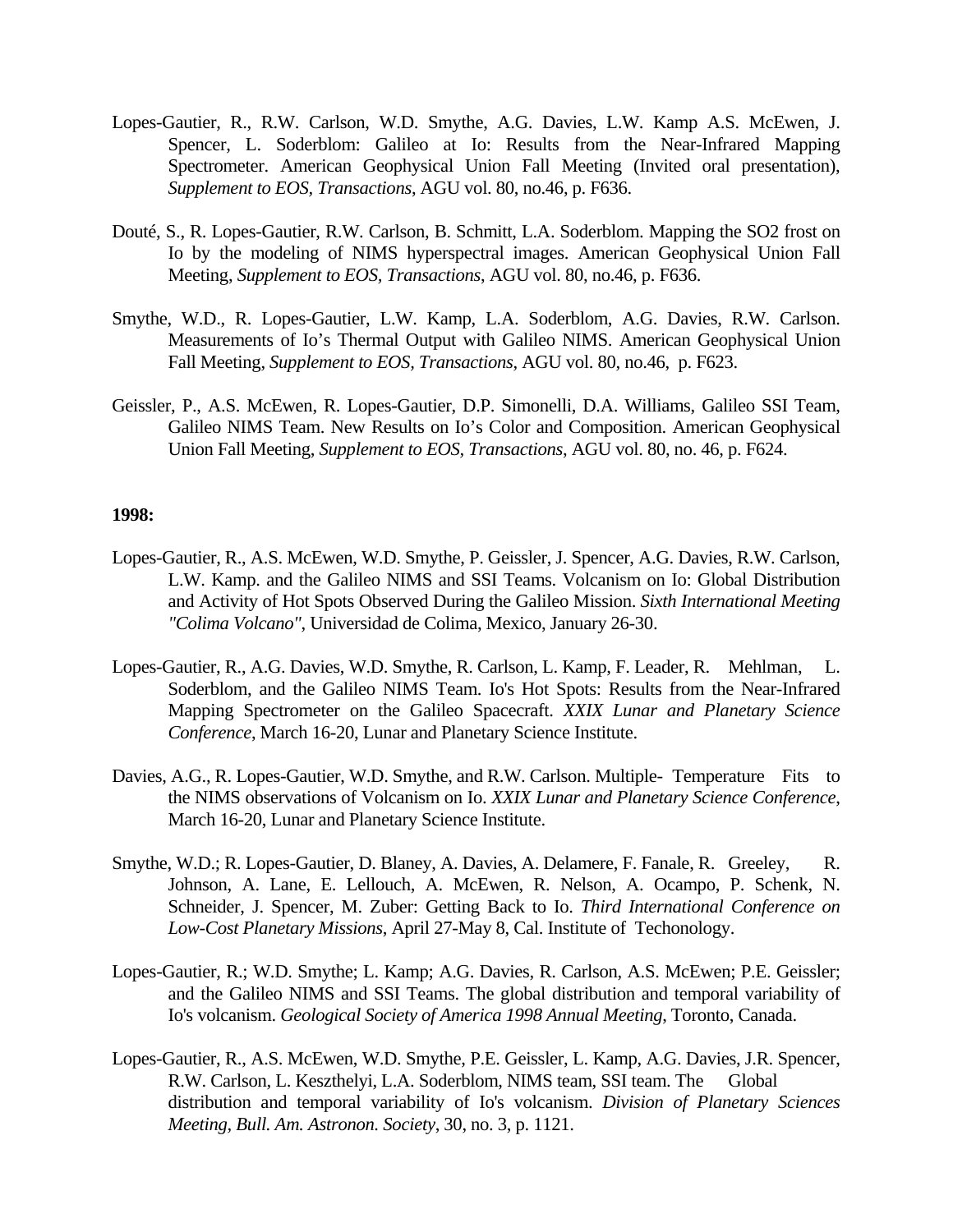Lopes-Gautier, R., R.W. Carlson, W.D. Smythe, A.G. Davies, L.W. Kamp A.S. McEwen, J. Spencer, L. Soderblom: Galileo at Io: Results from the Near-Infrared Mapping Spectrometer. American Geophysical Union Fall Meeting (Invited oral presentation), *Supplement to EOS, Transactions*, AGU vol. 80, no.46, p. F636.

Douté, S., R. Lopes-Gautier, R.W. Carlson, B. Schmitt, L.A. Soderblom. Mapping the SO2 frost on Io by the modeling of NIMS hyperspectral images. American Geophysical Union Fall Meeting, *Supplement to EOS, Transactions*, AGU vol. 80, no.46, p. F636.

Smythe, W.D., R. Lopes-Gautier, L.W. Kamp, L.A. Soderblom, A.G. Davies, R.W. Carlson. Measurements of Io's Thermal Output with Galileo NIMS. American Geophysical Union Fall Meeting, *Supplement to EOS, Transactions*, AGU vol. 80, no.46, p. F623.

Geissler, P., A.S. McEwen, R. Lopes-Gautier, D.P. Simonelli, D.A. Williams, Galileo SSI Team, Galileo NIMS Team. New Results on Io's Color and Composition. American Geophysical Union Fall Meeting, *Supplement to EOS, Transactions*, AGU vol. 80, no. 46, p. F624.

**1998:**

Lopes-Gautier, R., A.S. McEwen, W.D. Smythe, P. Geissler, J. Spencer, A.G. Davies, R.W. Carlson, L.W. Kamp. and the Galileo NIMS and SSI Teams. Volcanism on Io: Global Distribution and Activity of Hot Spots Observed During the Galileo Mission. *Sixth International Meeting "Colima Volcano"*, Universidad de Colima, Mexico, January 26-30.

Lopes-Gautier, R., A.G. Davies, W.D. Smythe, R. Carlson, L. Kamp, F. Leader, R. Mehlman, L. Soderblom, and the Galileo NIMS Team. Io's Hot Spots: Results from the Near-Infrared Mapping Spectrometer on the Galileo Spacecraft. *XXIX Lunar and Planetary Science Conference*, March 16-20, Lunar and Planetary Science Institute.

Davies, A.G., R. Lopes-Gautier, W.D. Smythe, and R.W. Carlson. Multiple- Temperature Fits to the NIMS observations of Volcanism on Io. *XXIX Lunar and Planetary Science Conference*, March 16-20, Lunar and Planetary Science Institute.

Smythe, W.D.; R. Lopes-Gautier, D. Blaney, A. Davies, A. Delamere, F. Fanale, R. Greeley, R. Johnson, A. Lane, E. Lellouch, A. McEwen, R. Nelson, A. Ocampo, P. Schenk, N. Schneider, J. Spencer, M. Zuber: Getting Back to Io. *Third International Conference on Low-Cost Planetary Missions*, April 27-May 8, Cal. Institute of Techonology.

Lopes-Gautier, R.; W.D. Smythe; L. Kamp; A.G. Davies, R. Carlson, A.S. McEwen; P.E. Geissler; and the Galileo NIMS and SSI Teams. The global distribution and temporal variability of Io's volcanism. *Geological Society of America 1998 Annual Meeting*, Toronto, Canada.

Lopes-Gautier, R., A.S. McEwen, W.D. Smythe, P.E. Geissler, L. Kamp, A.G. Davies, J.R. Spencer, R.W. Carlson, L. Keszthelyi, L.A. Soderblom, NIMS team, SSI team. The Global distribution and temporal variability of Io's volcanism. *Division of Planetary Sciences Meeting, Bull. Am. Astronon. Society*, 30, no. 3, p. 1121.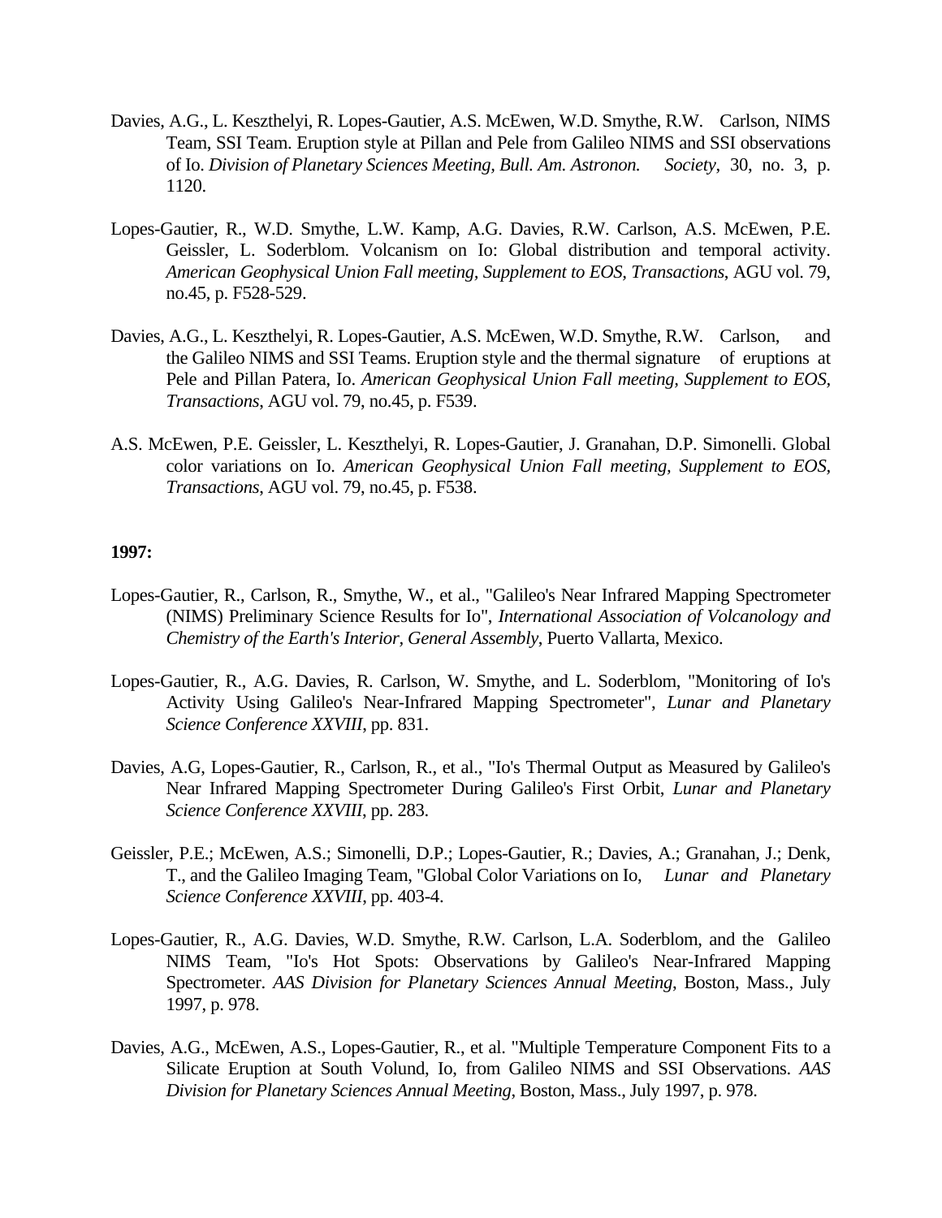Davies, A.G., L. Keszthelyi, R. Lopes-Gautier, A.S. McEwen, W.D. Smythe, R.W. Carlson, NIMS Team, SSI Team. Eruption style at Pillan and Pele from Galileo NIMS and SSI observations of Io. *Division of Planetary Sciences Meeting, Bull. Am. Astronon. Society*, 30, no. 3, p. 1120.

Lopes-Gautier, R., W.D. Smythe, L.W. Kamp, A.G. Davies, R.W. Carlson, A.S. McEwen, P.E. Geissler, L. Soderblom. Volcanism on Io: Global distribution and temporal activity. *American Geophysical Union Fall meeting, Supplement to EOS, Transactions*, AGU vol. 79, no.45, p. F528-529.

Davies, A.G., L. Keszthelyi, R. Lopes-Gautier, A.S. McEwen, W.D. Smythe, R.W. Carlson, and the Galileo NIMS and SSI Teams. Eruption style and the thermal signature of eruptions at Pele and Pillan Patera, Io. *American Geophysical Union Fall meeting, Supplement to EOS, Transactions*, AGU vol. 79, no.45, p. F539.

A.S. McEwen, P.E. Geissler, L. Keszthelyi, R. Lopes-Gautier, J. Granahan, D.P. Simonelli. Global color variations on Io. *American Geophysical Union Fall meeting, Supplement to EOS, Transactions*, AGU vol. 79, no.45, p. F538.

**1997:**

Lopes-Gautier, R., Carlson, R., Smythe, W., et al., "Galileo's Near Infrared Mapping Spectrometer (NIMS) Preliminary Science Results for Io", *International Association of Volcanology and Chemistry of the Earth's Interior, General Assembly*, Puerto Vallarta, Mexico.

Lopes-Gautier, R., A.G. Davies, R. Carlson, W. Smythe, and L. Soderblom, "Monitoring of Io's Activity Using Galileo's Near-Infrared Mapping Spectrometer", *Lunar and Planetary Science Conference XXVIII*, pp. 831.

Davies, A.G, Lopes-Gautier, R., Carlson, R., et al., "Io's Thermal Output as Measured by Galileo's Near Infrared Mapping Spectrometer During Galileo's First Orbit, *Lunar and Planetary Science Conference XXVIII*, pp. 283.

Geissler, P.E.; McEwen, A.S.; Simonelli, D.P.; Lopes-Gautier, R.; Davies, A.; Granahan, J.; Denk, T., and the Galileo Imaging Team, "Global Color Variations on Io, *Lunar and Planetary Science Conference XXVIII*, pp. 403-4.

Lopes-Gautier, R., A.G. Davies, W.D. Smythe, R.W. Carlson, L.A. Soderblom, and the Galileo NIMS Team, "Io's Hot Spots: Observations by Galileo's Near-Infrared Mapping Spectrometer. *AAS Division for Planetary Sciences Annual Meeting*, Boston, Mass., July 1997, p. 978.

Davies, A.G., McEwen, A.S., Lopes-Gautier, R., et al. "Multiple Temperature Component Fits to a Silicate Eruption at South Volund, Io, from Galileo NIMS and SSI Observations. *AAS Division for Planetary Sciences Annual Meeting*, Boston, Mass., July 1997, p. 978.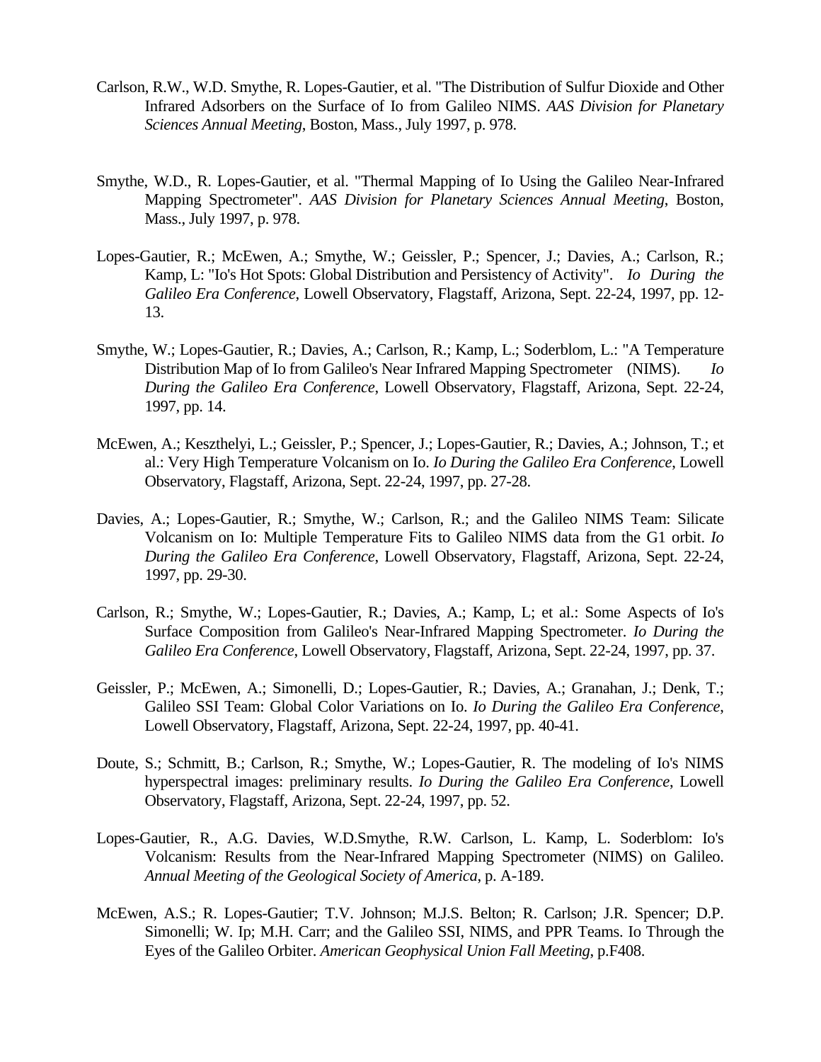Carlson, R.W., W.D. Smythe, R. Lopes-Gautier, et al. "The Distribution of Sulfur Dioxide and Other Infrared Adsorbers on the Surface of Io from Galileo NIMS. *AAS Division for Planetary Sciences Annual Meeting*, Boston, Mass., July 1997, p. 978.

Smythe, W.D., R. Lopes-Gautier, et al. "Thermal Mapping of Io Using the Galileo Near-Infrared Mapping Spectrometer". *AAS Division for Planetary Sciences Annual Meeting*, Boston, Mass., July 1997, p. 978.

Lopes-Gautier, R.; McEwen, A.; Smythe, W.; Geissler, P.; Spencer, J.; Davies, A.; Carlson, R.; Kamp, L: "Io's Hot Spots: Global Distribution and Persistency of Activity". *Io During the Galileo Era Conference*, Lowell Observatory, Flagstaff, Arizona, Sept. 22-24, 1997, pp. 12-13.

Smythe, W.; Lopes-Gautier, R.; Davies, A.; Carlson, R.; Kamp, L.; Soderblom, L.: "A Temperature Distribution Map of Io from Galileo's Near Infrared Mapping Spectrometer (NIMS). *Io During the Galileo Era Conference*, Lowell Observatory, Flagstaff, Arizona, Sept. 22-24, 1997, pp. 14.

McEwen, A.; Keszthelyi, L.; Geissler, P.; Spencer, J.; Lopes-Gautier, R.; Davies, A.; Johnson, T.; et al.: Very High Temperature Volcanism on Io. *Io During the Galileo Era Conference*, Lowell Observatory, Flagstaff, Arizona, Sept. 22-24, 1997, pp. 27-28.

Davies, A.; Lopes-Gautier, R.; Smythe, W.; Carlson, R.; and the Galileo NIMS Team: Silicate Volcanism on Io: Multiple Temperature Fits to Galileo NIMS data from the G1 orbit. *Io During the Galileo Era Conference*, Lowell Observatory, Flagstaff, Arizona, Sept. 22-24, 1997, pp. 29-30.

Carlson, R.; Smythe, W.; Lopes-Gautier, R.; Davies, A.; Kamp, L; et al.: Some Aspects of Io's Surface Composition from Galileo's Near-Infrared Mapping Spectrometer. *Io During the Galileo Era Conference*, Lowell Observatory, Flagstaff, Arizona, Sept. 22-24, 1997, pp. 37.

Geissler, P.; McEwen, A.; Simonelli, D.; Lopes-Gautier, R.; Davies, A.; Granahan, J.; Denk, T.; Galileo SSI Team: Global Color Variations on Io. *Io During the Galileo Era Conference*, Lowell Observatory, Flagstaff, Arizona, Sept. 22-24, 1997, pp. 40-41.

Doute, S.; Schmitt, B.; Carlson, R.; Smythe, W.; Lopes-Gautier, R. The modeling of Io's NIMS hyperspectral images: preliminary results. *Io During the Galileo Era Conference*, Lowell Observatory, Flagstaff, Arizona, Sept. 22-24, 1997, pp. 52.

Lopes-Gautier, R., A.G. Davies, W.D.Smythe, R.W. Carlson, L. Kamp, L. Soderblom: Io's Volcanism: Results from the Near-Infrared Mapping Spectrometer (NIMS) on Galileo. *Annual Meeting of the Geological Society of America*, p. A-189.

McEwen, A.S.; R. Lopes-Gautier; T.V. Johnson; M.J.S. Belton; R. Carlson; J.R. Spencer; D.P. Simonelli; W. Ip; M.H. Carr; and the Galileo SSI, NIMS, and PPR Teams. Io Through the Eyes of the Galileo Orbiter. *American Geophysical Union Fall Meeting*, p.F408.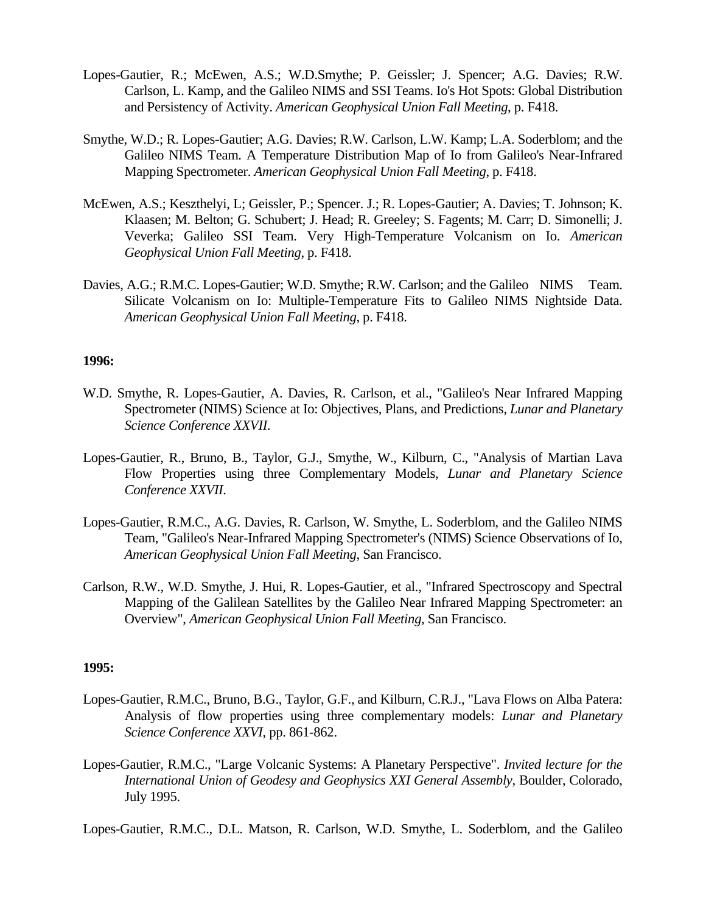Lopes-Gautier, R.; McEwen, A.S.; W.D.Smythe; P. Geissler; J. Spencer; A.G. Davies; R.W. Carlson, L. Kamp, and the Galileo NIMS and SSI Teams. Io's Hot Spots: Global Distribution and Persistency of Activity. *American Geophysical Union Fall Meeting*, p. F418.

Smythe, W.D.; R. Lopes-Gautier; A.G. Davies; R.W. Carlson, L.W. Kamp; L.A. Soderblom; and the Galileo NIMS Team. A Temperature Distribution Map of Io from Galileo's Near-Infrared Mapping Spectrometer. *American Geophysical Union Fall Meeting*, p. F418.

McEwen, A.S.; Keszthelyi, L; Geissler, P.; Spencer. J.; R. Lopes-Gautier; A. Davies; T. Johnson; K. Klaasen; M. Belton; G. Schubert; J. Head; R. Greeley; S. Fagents; M. Carr; D. Simonelli; J. Veverka; Galileo SSI Team. Very High-Temperature Volcanism on Io. *American Geophysical Union Fall Meeting*, p. F418.

Davies, A.G.; R.M.C. Lopes-Gautier; W.D. Smythe; R.W. Carlson; and the Galileo NIMS Team. Silicate Volcanism on Io: Multiple-Temperature Fits to Galileo NIMS Nightside Data. *American Geophysical Union Fall Meeting*, p. F418.

**1996:**

W.D. Smythe, R. Lopes-Gautier, A. Davies, R. Carlson, et al., "Galileo's Near Infrared Mapping Spectrometer (NIMS) Science at Io: Objectives, Plans, and Predictions, *Lunar and Planetary Science Conference XXVII*.

Lopes-Gautier, R., Bruno, B., Taylor, G.J., Smythe, W., Kilburn, C., "Analysis of Martian Lava Flow Properties using three Complementary Models, *Lunar and Planetary Science Conference XXVII*.

Lopes-Gautier, R.M.C., A.G. Davies, R. Carlson, W. Smythe, L. Soderblom, and the Galileo NIMS Team, "Galileo's Near-Infrared Mapping Spectrometer's (NIMS) Science Observations of Io, *American Geophysical Union Fall Meeting*, San Francisco.

Carlson, R.W., W.D. Smythe, J. Hui, R. Lopes-Gautier, et al., "Infrared Spectroscopy and Spectral Mapping of the Galilean Satellites by the Galileo Near Infrared Mapping Spectrometer: an Overview", *American Geophysical Union Fall Meeting*, San Francisco.

**1995:**

Lopes-Gautier, R.M.C., Bruno, B.G., Taylor, G.F., and Kilburn, C.R.J., "Lava Flows on Alba Patera: Analysis of flow properties using three complementary models: *Lunar and Planetary Science Conference XXVI*, pp. 861-862.

Lopes-Gautier, R.M.C., "Large Volcanic Systems: A Planetary Perspective". *Invited lecture for the International Union of Geodesy and Geophysics XXI General Assembly*, Boulder, Colorado, July 1995.

Lopes-Gautier, R.M.C., D.L. Matson, R. Carlson, W.D. Smythe, L. Soderblom, and the Galileo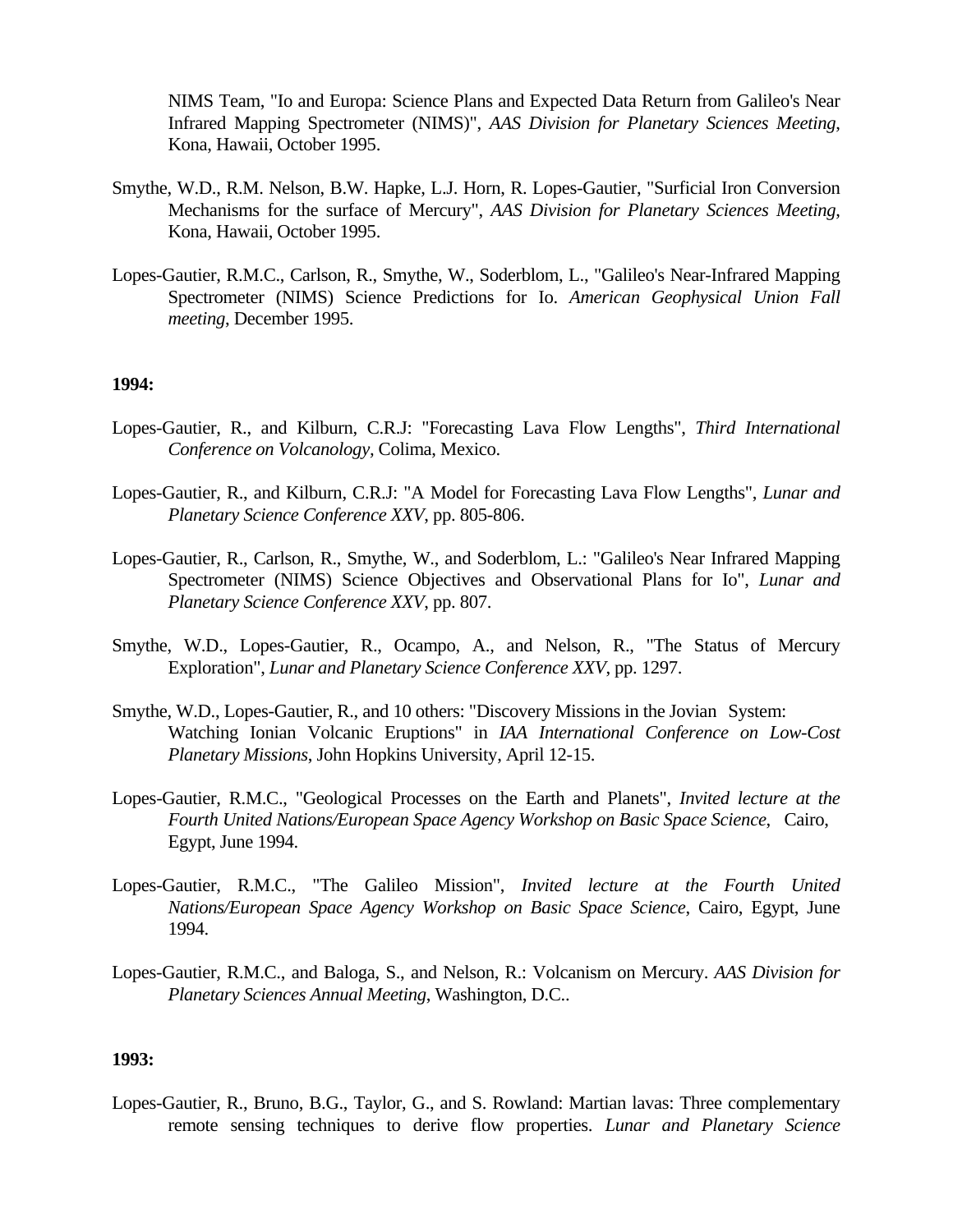NIMS Team, "Io and Europa: Science Plans and Expected Data Return from Galileo's Near Infrared Mapping Spectrometer (NIMS)", *AAS Division for Planetary Sciences Meeting*, Kona, Hawaii, October 1995.

Smythe, W.D., R.M. Nelson, B.W. Hapke, L.J. Horn, R. Lopes-Gautier, "Surficial Iron Conversion Mechanisms for the surface of Mercury", *AAS Division for Planetary Sciences Meeting*, Kona, Hawaii, October 1995.

Lopes-Gautier, R.M.C., Carlson, R., Smythe, W., Soderblom, L., "Galileo's Near-Infrared Mapping Spectrometer (NIMS) Science Predictions for Io. *American Geophysical Union Fall meeting*, December 1995.

**1994:**

Lopes-Gautier, R., and Kilburn, C.R.J: "Forecasting Lava Flow Lengths", *Third International Conference on Volcanology*, Colima, Mexico.

Lopes-Gautier, R., and Kilburn, C.R.J: "A Model for Forecasting Lava Flow Lengths", *Lunar and Planetary Science Conference XXV*, pp. 805-806.

Lopes-Gautier, R., Carlson, R., Smythe, W., and Soderblom, L.: "Galileo's Near Infrared Mapping Spectrometer (NIMS) Science Objectives and Observational Plans for Io", *Lunar and Planetary Science Conference XXV*, pp. 807.

Smythe, W.D., Lopes-Gautier, R., Ocampo, A., and Nelson, R., "The Status of Mercury Exploration", *Lunar and Planetary Science Conference XXV*, pp. 1297.

Smythe, W.D., Lopes-Gautier, R., and 10 others: "Discovery Missions in the Jovian System: Watching Ionian Volcanic Eruptions" in *IAA International Conference on Low-Cost Planetary Missions*, John Hopkins University, April 12-15.

Lopes-Gautier, R.M.C., "Geological Processes on the Earth and Planets", *Invited lecture at the Fourth United Nations/European Space Agency Workshop on Basic Space Science,* Cairo, Egypt, June 1994.

Lopes-Gautier, R.M.C., "The Galileo Mission", *Invited lecture at the Fourth United Nations/European Space Agency Workshop on Basic Space Science*, Cairo, Egypt, June 1994.

Lopes-Gautier, R.M.C., and Baloga, S., and Nelson, R.: Volcanism on Mercury. *AAS Division for Planetary Sciences Annual Meeting*, Washington, D.C..

**1993:**

Lopes-Gautier, R., Bruno, B.G., Taylor, G., and S. Rowland: Martian lavas: Three complementary remote sensing techniques to derive flow properties. *Lunar and Planetary Science*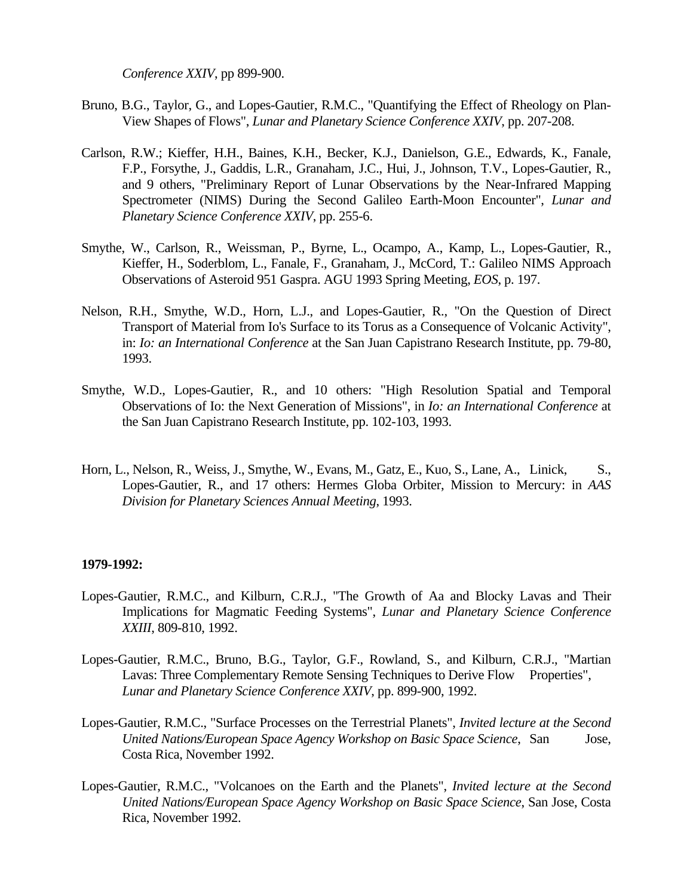*Conference XXIV*, pp 899-900.

Bruno, B.G., Taylor, G., and Lopes-Gautier, R.M.C., "Quantifying the Effect of Rheology on Plan-View Shapes of Flows", *Lunar and Planetary Science Conference XXIV*, pp. 207-208.

Carlson, R.W.; Kieffer, H.H., Baines, K.H., Becker, K.J., Danielson, G.E., Edwards, K., Fanale, F.P., Forsythe, J., Gaddis, L.R., Granaham, J.C., Hui, J., Johnson, T.V., Lopes-Gautier, R., and 9 others, "Preliminary Report of Lunar Observations by the Near-Infrared Mapping Spectrometer (NIMS) During the Second Galileo Earth-Moon Encounter", *Lunar and Planetary Science Conference XXIV*, pp. 255-6.

Smythe, W., Carlson, R., Weissman, P., Byrne, L., Ocampo, A., Kamp, L., Lopes-Gautier, R., Kieffer, H., Soderblom, L., Fanale, F., Granaham, J., McCord, T.: Galileo NIMS Approach Observations of Asteroid 951 Gaspra. AGU 1993 Spring Meeting, *EOS*, p. 197.

Nelson, R.H., Smythe, W.D., Horn, L.J., and Lopes-Gautier, R., "On the Question of Direct Transport of Material from Io's Surface to its Torus as a Consequence of Volcanic Activity", in: *Io: an International Conference* at the San Juan Capistrano Research Institute, pp. 79-80, 1993.

Smythe, W.D., Lopes-Gautier, R., and 10 others: "High Resolution Spatial and Temporal Observations of Io: the Next Generation of Missions", in *Io: an International Conference* at the San Juan Capistrano Research Institute, pp. 102-103, 1993.

Horn, L., Nelson, R., Weiss, J., Smythe, W., Evans, M., Gatz, E., Kuo, S., Lane, A., Linick, S., Lopes-Gautier, R., and 17 others: Hermes Globa Orbiter, Mission to Mercury: in *AAS Division for Planetary Sciences Annual Meeting*, 1993.

**1979-1992:**

Lopes-Gautier, R.M.C., and Kilburn, C.R.J., "The Growth of Aa and Blocky Lavas and Their Implications for Magmatic Feeding Systems", *Lunar and Planetary Science Conference XXIII*, 809-810, 1992.

Lopes-Gautier, R.M.C., Bruno, B.G., Taylor, G.F., Rowland, S., and Kilburn, C.R.J., "Martian Lavas: Three Complementary Remote Sensing Techniques to Derive Flow Properties", *Lunar and Planetary Science Conference XXIV*, pp. 899-900, 1992.

Lopes-Gautier, R.M.C., "Surface Processes on the Terrestrial Planets", *Invited lecture at the Second United Nations/European Space Agency Workshop on Basic Space Science*, San Jose, Costa Rica, November 1992.

Lopes-Gautier, R.M.C., "Volcanoes on the Earth and the Planets", *Invited lecture at the Second United Nations/European Space Agency Workshop on Basic Space Science*, San Jose, Costa Rica, November 1992.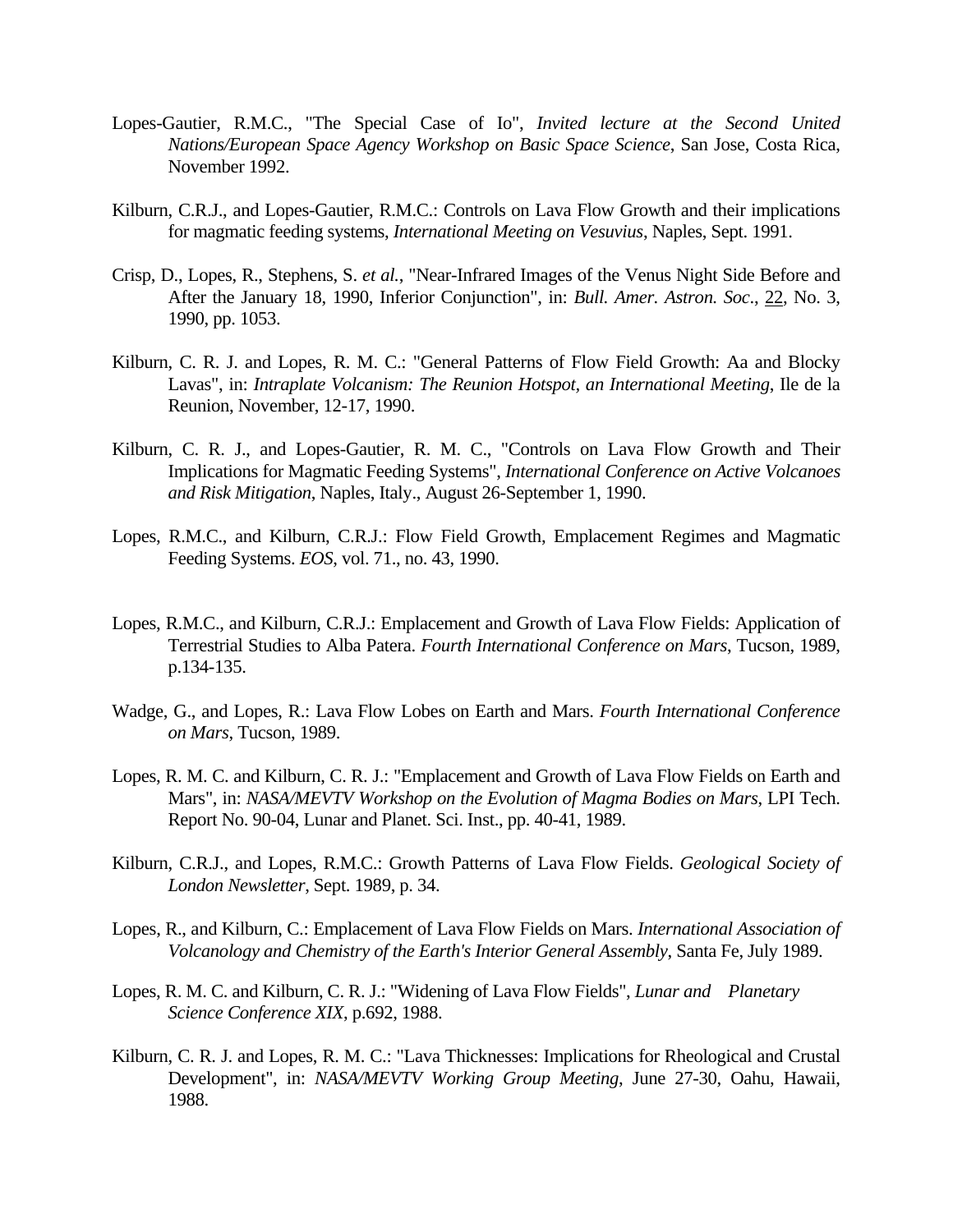Lopes-Gautier, R.M.C., "The Special Case of Io", *Invited lecture at the Second United Nations/European Space Agency Workshop on Basic Space Science*, San Jose, Costa Rica, November 1992.

Kilburn, C.R.J., and Lopes-Gautier, R.M.C.: Controls on Lava Flow Growth and their implications for magmatic feeding systems, *International Meeting on Vesuvius*, Naples, Sept. 1991.

Crisp, D., Lopes, R., Stephens, S. *et al.*, "Near-Infrared Images of the Venus Night Side Before and After the January 18, 1990, Inferior Conjunction", in: *Bull. Amer. Astron. Soc*., 22, No. 3, 1990, pp. 1053.

Kilburn, C. R. J. and Lopes, R. M. C.: "General Patterns of Flow Field Growth: Aa and Blocky Lavas", in: *Intraplate Volcanism: The Reunion Hotspot, an International Meeting*, Ile de la Reunion, November, 12-17, 1990.

Kilburn, C. R. J., and Lopes-Gautier, R. M. C., "Controls on Lava Flow Growth and Their Implications for Magmatic Feeding Systems", *International Conference on Active Volcanoes and Risk Mitigation*, Naples, Italy., August 26-September 1, 1990.

Lopes, R.M.C., and Kilburn, C.R.J.: Flow Field Growth, Emplacement Regimes and Magmatic Feeding Systems. *EOS*, vol. 71., no. 43, 1990.

Lopes, R.M.C., and Kilburn, C.R.J.: Emplacement and Growth of Lava Flow Fields: Application of Terrestrial Studies to Alba Patera. *Fourth International Conference on Mars*, Tucson, 1989, p.134-135.

Wadge, G., and Lopes, R.: Lava Flow Lobes on Earth and Mars. *Fourth International Conference on Mars*, Tucson, 1989.

Lopes, R. M. C. and Kilburn, C. R. J.: "Emplacement and Growth of Lava Flow Fields on Earth and Mars", in: *NASA/MEVTV Workshop on the Evolution of Magma Bodies on Mars*, LPI Tech. Report No. 90-04, Lunar and Planet. Sci. Inst., pp. 40-41, 1989.

Kilburn, C.R.J., and Lopes, R.M.C.: Growth Patterns of Lava Flow Fields. *Geological Society of London Newsletter*, Sept. 1989, p. 34.

Lopes, R., and Kilburn, C.: Emplacement of Lava Flow Fields on Mars. *International Association of Volcanology and Chemistry of the Earth's Interior General Assembly*, Santa Fe, July 1989.

Lopes, R. M. C. and Kilburn, C. R. J.: "Widening of Lava Flow Fields", *Lunar and Planetary Science Conference XIX*, p.692, 1988.

Kilburn, C. R. J. and Lopes, R. M. C.: "Lava Thicknesses: Implications for Rheological and Crustal Development", in: *NASA/MEVTV Working Group Meeting*, June 27-30, Oahu, Hawaii, 1988.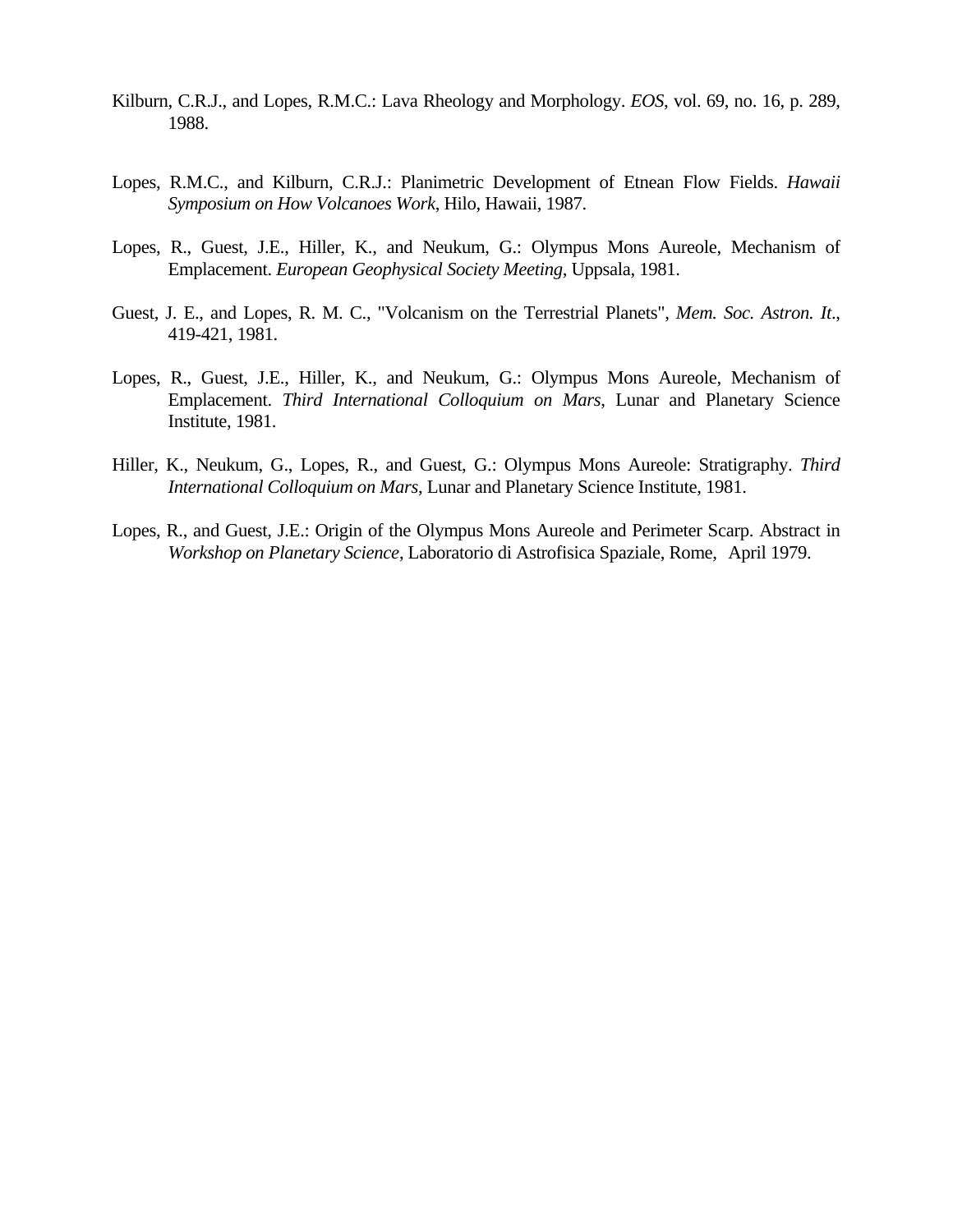Kilburn, C.R.J., and Lopes, R.M.C.: Lava Rheology and Morphology. *EOS*, vol. 69, no. 16, p. 289, 1988.

Lopes, R.M.C., and Kilburn, C.R.J.: Planimetric Development of Etnean Flow Fields. *Hawaii Symposium on How Volcanoes Work*, Hilo, Hawaii, 1987.

Lopes, R., Guest, J.E., Hiller, K., and Neukum, G.: Olympus Mons Aureole, Mechanism of Emplacement. *European Geophysical Society Meeting*, Uppsala, 1981.

Guest, J. E., and Lopes, R. M. C., "Volcanism on the Terrestrial Planets", *Mem. Soc. Astron. It*., 419-421, 1981.

Lopes, R., Guest, J.E., Hiller, K., and Neukum, G.: Olympus Mons Aureole, Mechanism of Emplacement. *Third International Colloquium on Mars*, Lunar and Planetary Science Institute, 1981.

Hiller, K., Neukum, G., Lopes, R., and Guest, G.: Olympus Mons Aureole: Stratigraphy. *Third International Colloquium on Mars*, Lunar and Planetary Science Institute, 1981.

Lopes, R., and Guest, J.E.: Origin of the Olympus Mons Aureole and Perimeter Scarp. Abstract in *Workshop on Planetary Science*, Laboratorio di Astrofisica Spaziale, Rome, April 1979.